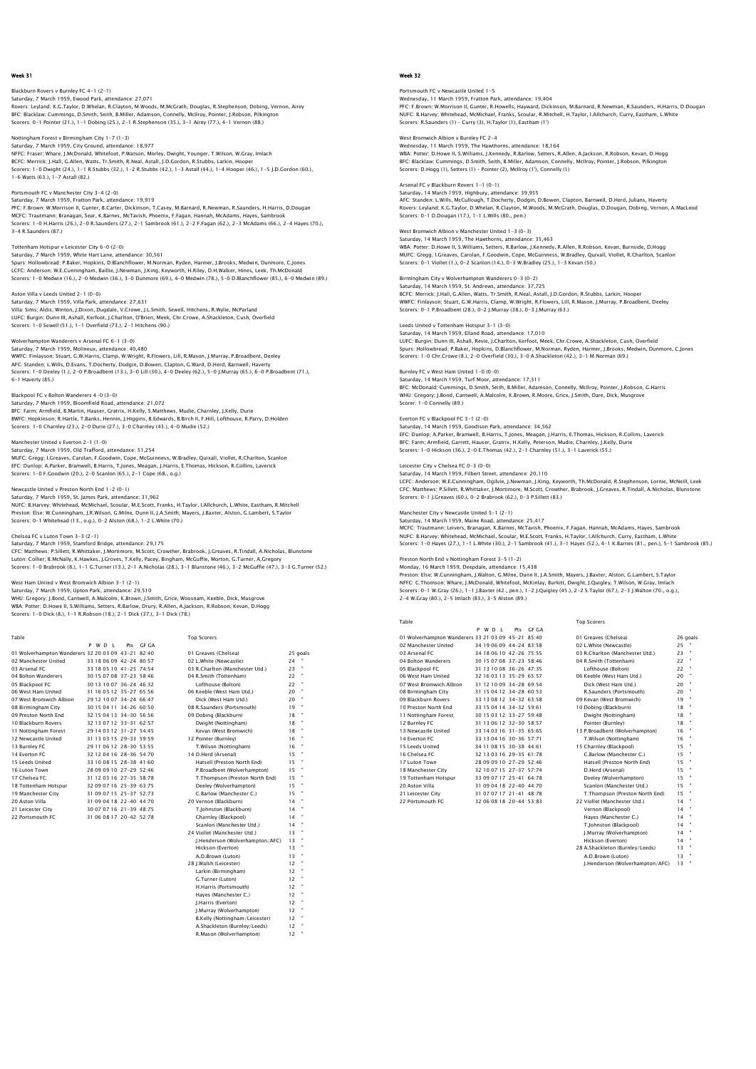## Week 31

**Blackburn Rovers v Burnley FC 4-1 (2-1)**
Saturday, 7 March 1959, Ewood Park, attendance: 27,071
Rovers: Leyland; K.G.Taylor, D.Whelan, R.Clayton, M.Woods, M.McGrath, Douglas, R.Stephenson, Dobing, Vernon, Airey
BFC: Blacklaw; Cummings, D.Smith, Seith, B.Miller, Adamson, Connelly, McIlroy, Pointer, J.Robson, Pilkington
Scorers: 0-1 Pointer (21.), 1-1 Dobing (25.), 2-1 R.Stephenson (35.), 3-1 Airey (77.), 4-1 Vernon (88.)

**Nottingham Forest v Birmingham City 1-7 (1-3)**
Saturday, 7 March 1959, City Ground, attendance: 18,977
NFFC: Fraser; Whare, J.McDonald, Whitefoot, P.Watson, Morley, Dwight, Younger, T.Wilson, W.Gray, Imlach
BCFC: Merrick; J.Hall, G.Allen, Watts, Tr.Smith, R.Neal, Astall, J.D.Gordon, R.Stubbs, Larkin, Hooper
Scorers: 1-0 Dwight (24.), 1-1 R.Stubbs (32.), 1-2 R.Stubbs (42.), 1-3 Astall (44.), 1-4 Hooper (46.), 1-5 J.D.Gordon (60.), 1-6 Watts (63.), 1-7 Astall (82.)

**Portsmouth FC v Manchester City 3-4 (2-0)**
Saturday, 7 March 1959, Fratton Park, attendance: 19,919
PFC: F.Brown; W.Morrison II, Gunter, B.Carter, Dickinson, T.Casey, M.Barnard, R.Newman, R.Saunders, H.Harris, D.Dougan
MCFC: Trautmann; Branagan, Sear, K.Barnes, McTavish, Phoenix, F.Fagan, Hannah, McAdams, Hayes, Sambrook
Scorers: 1-0 H.Harris (26.), 2-0 R.Saunders (27.), 2-1 Sambrook (61.), 2-2 F.Fagan (62.), 2-3 McAdams (66.), 2-4 Hayes (70.), 3-4 R.Saunders (87.)

**Tottenham Hotspur v Leicester City 6-0 (2-0)**
Saturday, 7 March 1959, White Hart Lane, attendance: 30,561
Spurs: Hollowbread; P.Baker, Hopkins, D.Blanchflower, M.Norman, Ryden, Harmer, J.Brooks, Medwin, Dunmore, C.Jones
LCFC: Anderson; W.E.Cunningham, Baillie, J.Newman, J.King, Keyworth, H.Riley, D.H.Walker, Hines, Leek, Th.McDonald
Scorers: 1-0 Medwin (16.), 2-0 Medwin (36.), 3-0 Dunmore (69.), 4-0 Medwin (78.), 5-0 D.Blanchflower (85.), 6-0 Medwin (89.)

**Aston Villa v Leeds United 2-1 (0-0)**
Saturday, 7 March 1959, Villa Park, attendance: 27,631
Villa: Sims; Aldis, Winton, J.Dixon, Dugdale, V.Crowe, J.L.Smith, Sewell, Hitchens, R.Wylie, McParland
LUFC: Burgin; Dunn III, Ashall, Kerfoot, J.Charlton, O'Brien, Meek, Chr.Crowe, A.Shackleton, Cush, Overfield
Scorers: 1-0 Sewell (51.), 1-1 Overfield (73.), 2-1 Hitchens (90.)

**Wolverhampton Wanderers v Arsenal FC 6-1 (3-0)**
Saturday, 7 March 1959, Molineux, attendance: 40,480
WWFC: Finlayson; Stuart, G.W.Harris, Clamp, W.Wright, R.Flowers, Lill, R.Mason, J.Murray, P.Broadbent, Deeley
AFC: Standen; L.Wills, D.Evans, T.Docherty, Dodgin, D.Bowen, Clapton, G.Ward, D.Herd, Barnwell, Haverty
Scorers: 1-0 Deeley (1.), 2-0 P.Broadbent (13.), 3-0 Lill (30.), 4-0 Deeley (62.), 5-0 J.Murray (65.), 6-0 P.Broadbent (71.), 6-1 Haverty (85.)

**Blackpool FC v Bolton Wanderers 4-0 (3-0)**
Saturday, 7 March 1959, Bloomfield Road, attendance: 21,072
BFC: Farm; Armfield, B.Martin, Hauser, Gratrix, H.Kelly, S.Matthews, Mudie, Charnley, J.Kelly, Durie
BWFC: Hopkinson; R.Hartle, T.Banks, Hennin, J.Higgins, B.Edwards, B.Birch II, F.Hill, Lofthouse, R.Parry, D.Holden
Scorers: 1-0 Charnley (23.), 2-0 Durie (27.), 3-0 Charnley (43.), 4-0 Mudie (52.)

**Manchester United v Everton 2-1 (1-0)**
Saturday, 7 March 1959, Old Trafford, attendance: 51,254
MUFC: Gregg; I.Greaves, Carolan, F.Goodwin, Cope, McGuinness, W.Bradley, Quixall, Viollet, R.Charlton, Scanlon
EFC: Dunlop; A.Parker, Bramwell, B.Harris, T.Jones, Meagan, J.Harris, E.Thomas, Hickson, R.Collins, Laverick
Scorers: 1-0 F.Goodwin (20.), 2-0 Scanlon (65.), 2-1 Cope (68., o.g.)

**Newcastle United v Preston North End 1-2 (0-1)**
Saturday, 7 March 1959, St. James Park, attendance: 31,962
NUFC: B.Harvey; Whitehead, McMichael, Scoular, M.E.Scott, Franks, H.Taylor, I.Allchurch, L.White, Eastham, R.Mitchell
Preston: Else; W.Cunningham, J.R.Wilson, G.Milne, Dunn II, J.A.Smith, Mayers, J.Baxter, Alston, G.Lambert, S.Taylor
Scorers: 0-1 Whitehead (13., o.g.), 0-2 Alston (68.), 1-2 L.White (70.)

**Chelsea FC v Luton Town 3-3 (2-1)**
Saturday, 7 March 1959, Stamford Bridge, attendance: 29,175
CFC: Matthews; P.Sillett, R.Whittaker, J.Mortimore, M.Scott, Crowther, Brabrook, J.Greaves, R.Tindall, A.Nicholas, Blunstone
Luton: Collier; B.McNally, K.Hawkes, J.Groves, T.Kelly, Pacey, Bingham, McGuffie, Morton, G.Turner, A.Gregory
Scorers: 1-0 Brabrook (8.), 1-1 G.Turner (13.), 2-1 A.Nicholas (28.), 3-1 Blunstone (46.), 3-2 McGuffie (47.), 3-3 G.Turner (52.)

**West Ham United v West Bromwich Albion 3-1 (2-1)**
Saturday, 7 March 1959, Upton Park, attendance: 29,510
WHU: Gregory; J.Bond, Cantwell, A.Malcolm, K.Brown, J.Smith, Grice, Woosnam, Keeble, Dick, Musgrove
WBA: Potter; D.Howe II, S.Williams, Setters, R.Barlow, Drury, R.Allen, A.Jackson, R.Robson, Kevan, D.Hogg
Scorers: 1-0 Dick (8.), 1-1 R.Robson (18.), 2-1 Dick (37.), 3-1 Dick (78.)

**Table**

| | P | W | D | L | Pts | GF GA |
|---|---|---|---|---|---|---|
| 01 Wolverhampton Wanderers | 32 | 20 | 03 | 09 | 43-21 | 82:40 |
| 02 Manchester United | 33 | 18 | 06 | 09 | 42-24 | 80:57 |
| 03 Arsenal FC | 33 | 18 | 05 | 10 | 41-25 | 74:54 |
| 04 Bolton Wanderers | 30 | 15 | 07 | 08 | 37-23 | 58:46 |
| 05 Blackpool FC | 30 | 13 | 10 | 07 | 36-24 | 46:32 |
| 06 West Ham United | 31 | 16 | 03 | 12 | 35-27 | 65:56 |
| 07 West Bromwich Albion | 29 | 12 | 10 | 07 | 34-24 | 66:47 |
| 08 Birmingham City | 30 | 15 | 04 | 11 | 34-26 | 60:50 |
| 09 Preston North End | 32 | 15 | 04 | 13 | 34-30 | 56:56 |
| 10 Blackburn Rovers | 32 | 13 | 07 | 12 | 33-31 | 62:57 |
| 11 Nottingham Forest | 29 | 14 | 03 | 12 | 31-27 | 54:45 |
| 12 Newcastle United | 31 | 13 | 03 | 15 | 29-33 | 59:59 |
| 13 Burnley FC | 29 | 11 | 06 | 12 | 28-30 | 53:55 |
| 14 Everton FC | 32 | 12 | 04 | 16 | 28-36 | 54:70 |
| 15 Leeds United | 33 | 10 | 08 | 15 | 28-38 | 41:60 |
| 16 Luton Town | 28 | 09 | 09 | 10 | 27-29 | 52:46 |
| 17 Chelsea FC | 31 | 12 | 03 | 16 | 27-35 | 58:78 |
| 18 Tottenham Hotspur | 32 | 09 | 07 | 16 | 25-39 | 63:75 |
| 19 Manchester City | 31 | 09 | 07 | 15 | 25-37 | 52:73 |
| 20 Aston Villa | 31 | 09 | 04 | 18 | 22-40 | 44:70 |
| 21 Leicester City | 30 | 07 | 07 | 16 | 21-39 | 48:75 |
| 22 Portsmouth FC | 31 | 06 | 08 | 17 | 20-42 | 52:78 |

**Top Scorers**

| | |
|---|---|
| 01 Greaves (Chelsea) | 25 goals |
| 02 L.White (Newcastle) | 24 " |
| 03 R.Charlton (Manchester Utd.) | 23 " |
| 04 R.Smith (Tottenham) | 22 " |
| Lofthouse (Bolton) | 22 " |
| 06 Keeble (West Ham Utd.) | 20 " |
| Dick (West Ham Utd.) | 20 " |
| 08 R.Saunders (Portsmouth) | 19 " |
| 09 Dobing (Blackburn) | 18 " |
| Dwight (Nottingham) | 18 " |
| Kevan (West Bromwich) | 18 " |
| 12 Pointer (Burnley) | 16 " |
| T.Wilson (Nottingham) | 16 " |
| 14 D.Herd (Arsenal) | 15 " |
| Hatsell (Preston North End) | 15 " |
| P.Broadbent (Wolverhampton) | 15 " |
| T.Thompson (Preston North End) | 15 " |
| Deeley (Wolverhampton) | 15 " |
| C.Barlow (Manchester C.) | 15 " |
| 20 Vernon (Blackburn) | 14 " |
| T.Johnston (Blackburn) | 14 " |
| Charnley (Blackpool) | 14 " |
| Scanlon (Manchester Utd.) | 14 " |
| 24 Viollet (Manchester Utd.) | 13 " |
| J.Henderson (Wolverhampton/AFC) | 13 " |
| Hickson (Everton) | 13 " |
| A.D.Brown (Luton) | 13 " |
| 28 J.Walsh (Leicester) | 12 " |
| Larkin (Birmingham) | 12 " |
| G.Turner (Luton) | 12 " |
| H.Harris (Portsmouth) | 12 " |
| Hayes (Manchester C.) | 12 " |
| J.Harris (Everton) | 12 " |
| J.Murray (Wolverhampton) | 12 " |
| B.Kelly (Nottingham/Leicester) | 12 " |
| A.Shackleton (Burnley/Leeds) | 12 " |
| R.Mason (Wolverhampton) | 12 " |

## Week 32

**Portsmouth FC v Newcastle United 1-5**
Wednesday, 11 March 1959, Fratton Park, attendance: 19,404
PFC: F.Brown; W.Morrison II, Gunter, R.Howells, Hayward, Dickinson, M.Barnard, R.Newman, R.Saunders, H.Harris, D.Dougan
NUFC: B.Harvey; Whitehead, McMichael, Franks, Scoular, R.Mitchell, H.Taylor, I.Allchurch, Curry, Eastham, L.White
Scorers: R.Saunders (1) – Curry (3), H.Taylor (1), Eastham (1')

**West Bromwich Albion v Burnley FC 2-4**
Wednesday, 11 March 1959, The Hawthorns, attendance: 18,164
WBA: Potter; D.Howe II, S.Williams, J.Kennedy, R.Barlow, Setters, R.Allen, A.Jackson, R.Robson, Kevan, D.Hogg
BFC: Blacklaw; Cummings, D.Smith, Seith, B.Miller, Adamson, Connelly, McIlroy, Pointer, J.Robson, Pilkington
Scorers: D.Hogg (1), Setters (1) – Pointer (2), McIlroy (1'), Connelly (1)

**Arsenal FC v Blackburn Rovers 1-1 (0-1)**
Saturday, 14 March 1959, Highbury, attendance: 39,955
AFC: Standen; L.Wills, McCullough, T.Docherty, Dodgin, D.Bowen, Clapton, Barnwell, D.Herd, Julians, Haverty
Rovers: Leyland; K.G.Taylor, D.Whelan, R.Clayton, M.Woods, M.McGrath, Douglas, D.Dougan, Dobing, Vernon, A.MacLeod
Scorers: 0-1 D.Dougan (17.), 1-1 L.Wills (80., pen.)

**West Bromwich Albion v Manchester United 1-3 (0-3)**
Saturday, 14 March 1959, The Hawthorns, attendance: 35,463
WBA: Potter; D.Howe II, S.Williams, Setters, R.Barlow, J.Kennedy, R.Allen, R.Robson, Kevan, Burnside, D.Hogg
MUFC: Gregg; I.Greaves, Carolan, F.Goodwin, Cope, McGuinness, W.Bradley, Quixall, Viollet, R.Charlton, Scanlon
Scorers: 0-1 Viollet (1.), 0-2 Scanlon (14.), 0-3 W.Bradley (25.), 1-3 Kevan (50.)

**Birmingham City v Wolverhampton Wanderers 0-3 (0-2)**
Saturday, 14 March 1959, St. Andrews, attendance: 37,725
BCFC: Merrick; J.Hall, G.Allen, Watts, Tr.Smith, R.Neal, Astall, J.D.Gordon, R.Stubbs, Larkin, Hooper
WWFC: Finlayson; Stuart, G.W.Harris, Clamp, W.Wright, R.Flowers, Lill, R.Mason, J.Murray, P.Broadbent, Deeley
Scorers: 0-1 P.Broadbent (28.), 0-2 J.Murray (38.), 0-3 J.Murray (63.)

**Leeds United v Tottenham Hotspur 3-1 (3-0)**
Saturday, 14 March 1959, Elland Road, attendance: 17,010
LUFC: Burgin; Dunn III, Ashall, Revie, J.Charlton, Kerfoot, Meek, Chr.Crowe, A.Shackleton, Cush, Overfield
Spurs: Hollowbread; P.Baker, Hopkins, D.Blanchflower, M.Norman, Ryden, Harmer, J.Brooks, Medwin, Dunmore, C.Jones
Scorers: 1-0 Chr.Crowe (8.), 2-0 Overfield (30.), 3-0 A.Shackleton (42.), 3-1 M.Norman (69.)

**Burnley FC v West Ham United 1-0 (0-0)**
Saturday, 14 March 1959, Turf Moor, attendance: 17,311
BFC: McDonald; Cummings, D.Smith, Seith, B.Miller, Adamson, Connelly, McIlroy, Pointer, J.Robson, G.Harris
WHU: Gregory; J.Bond, Cantwell, A.Malcolm, K.Brown, R.Moore, Grice, J.Smith, Dare, Dick, Musgrove
Scorer: 1-0 Connelly (89.)

**Everton FC v Blackpool FC 3-1 (2-0)**
Saturday, 14 March 1959, Goodison Park, attendance: 34,562
EFC: Dunlop; A.Parker, Bramwell, B.Harris, T.Jones, Meagan, J.Harris, E.Thomas, Hickson, R.Collins, Laverick
BFC: Farm; Armfield, Garrett, Hauser, Gratrix, H.Kelly, Peterson, Mudie, Charnley, J.Kelly, Durie
Scorers: 1-0 Hickson (36.), 2-0 E.Thomas (42.), 2-1 Charnley (51.), 3-1 Laverick (55.)

**Leicester City v Chelsea FC 0-3 (0-0)**
Saturday, 14 March 1959, Filbert Street, attendance: 20,110
LCFC: Anderson; W.E.Cunningham, Ogilvie, J.Newman, J.King, Keyworth, Th.McDonald, R.Stephenson, Lornie, McNeill, Leek
CFC: Matthews; P.Sillett, R.Whittaker, J.Mortimore, M.Scott, Crowther, Brabrook, J.Greaves, R.Tindall, A.Nicholas, Blunstone
Scorers: 0-1 J.Greaves (60.), 0-2 Brabrook (62.), 0-3 P.Sillett (83.)

**Manchester City v Newcastle United 5-1 (2-1)**
Saturday, 14 March 1959, Maine Road, attendance: 25,417
MCFC: Trautmann; Leivers, Branagan, K.Barnes, McTavish, Phoenix, F.Fagan, Hannah, McAdams, Hayes, Sambrook
NUFC: B.Harvey; Whitehead, McMichael, Scoular, M.E.Scott, Franks, H.Taylor, I.Allchurch, Curry, Eastham, L.White
Scorers: 1-0 Hayes (27.), 1-1 L.White (30.), 2-1 Sambrook (41.), 3-1 Hayes (52.), 4-1 K.Barnes (81., pen.), 5-1 Sambrook (85.)

**Preston North End v Nottingham Forest 3-5 (1-2)**
Monday, 16 March 1959, Deepdale, attendance: 15,438
Preston: Else; W.Cunningham, J.Walton, G.Milne, Dunn II, J.A.Smith, Mayers, J.Baxter, Alston, G.Lambert, S.Taylor
NFFC: C.Thomson; Whare, J.McDonald, Whitefoot, McKinlay, Burkitt, Dwight, J.Quigley, T.Wilson, W.Gray, Imlach
Scorers: 0-1 W.Gray (26.), 1-1 J.Baxter (42., pen.), 1-2 J.Quigley (45.), 2-2 S.Taylor (67.), 2-3 J.Walton (70., o.g.), 2-4 W.Gray (80.), 2-5 Imlach (83.), 3-5 Alston (89.)

**Table**

| | P | W | D | L | Pts | GF GA |
|---|---|---|---|---|---|---|
| 01 Wolverhampton Wanderers | 33 | 21 | 03 | 09 | 45-21 | 85:40 |
| 02 Manchester United | 34 | 19 | 06 | 09 | 44-24 | 83:58 |
| 03 Arsenal FC | 34 | 18 | 06 | 10 | 42-26 | 75:55 |
| 04 Bolton Wanderers | 30 | 15 | 07 | 08 | 37-23 | 58:46 |
| 05 Blackpool FC | 31 | 13 | 10 | 08 | 36-26 | 47:35 |
| 06 West Ham United | 32 | 16 | 03 | 13 | 35-29 | 65:57 |
| 07 West Bromwich Albion | 31 | 12 | 10 | 09 | 34-28 | 69:54 |
| 08 Birmingham City | 31 | 15 | 04 | 12 | 34-28 | 60:53 |
| 09 Blackburn Rovers | 33 | 13 | 08 | 12 | 34-32 | 63:58 |
| 10 Preston North End | 33 | 15 | 04 | 14 | 34-32 | 59:61 |
| 11 Nottingham Forest | 30 | 15 | 03 | 12 | 33-27 | 59:48 |
| 12 Burnley FC | 31 | 13 | 06 | 12 | 32-30 | 58:57 |
| 13 Newcastle United | 33 | 14 | 03 | 16 | 31-35 | 65:65 |
| 14 Everton FC | 33 | 13 | 04 | 16 | 30-36 | 57:71 |
| 15 Leeds United | 34 | 11 | 08 | 15 | 30-38 | 44:61 |
| 16 Chelsea FC | 32 | 13 | 03 | 16 | 29-35 | 61:78 |
| 17 Luton Town | 28 | 09 | 09 | 10 | 27-29 | 52:46 |
| 18 Manchester City | 32 | 10 | 07 | 15 | 27-37 | 57:74 |
| 19 Tottenham Hotspur | 33 | 09 | 07 | 17 | 25-41 | 64:78 |
| 20 Aston Villa | 31 | 09 | 04 | 18 | 22-40 | 44:70 |
| 21 Leicester City | 31 | 07 | 07 | 17 | 21-41 | 48:78 |
| 22 Portsmouth FC | 32 | 06 | 08 | 18 | 20-44 | 53:83 |

**Top Scorers**

| | |
|---|---|
| 01 Greaves (Chelsea) | 26 goals |
| 02 L.White (Newcastle) | 25 " |
| 03 R.Charlton (Manchester Utd.) | 23 " |
| 04 R.Smith (Tottenham) | 22 " |
| Lofthouse (Bolton) | 22 " |
| 06 Keeble (West Ham Utd.) | 20 " |
| Dick (West Ham Utd.) | 20 " |
| R.Saunders (Portsmouth) | 20 " |
| 09 Kevan (West Bromwich) | 19 " |
| 10 Dobing (Blackburn) | 18 " |
| Dwight (Nottingham) | 18 " |
| Pointer (Burnley) | 18 " |
| 13 P.Broadbent (Wolverhampton) | 16 " |
| T.Wilson (Nottingham) | 16 " |
| 15 Charnley (Blackpool) | 15 " |
| C.Barlow (Manchester C.) | 15 " |
| Hatsell (Preston North End) | 15 " |
| D.Herd (Arsenal) | 15 " |
| Deeley (Wolverhampton) | 15 " |
| Scanlon (Manchester Utd.) | 15 " |
| T.Thompson (Preston North End) | 15 " |
| 22 Viollet (Manchester Utd.) | 14 " |
| Vernon (Blackpool) | 14 " |
| Hayes (Manchester C.) | 14 " |
| T.Johnston (Blackpool) | 14 " |
| J.Murray (Wolverhampton) | 14 " |
| Hickson (Everton) | 14 " |
| 28 A.Shackleton (Burnley/Leeds) | 13 " |
| A.D.Brown (Luton) | 13 " |
| J.Henderson (Wolverhampton/AFC) | 13 " |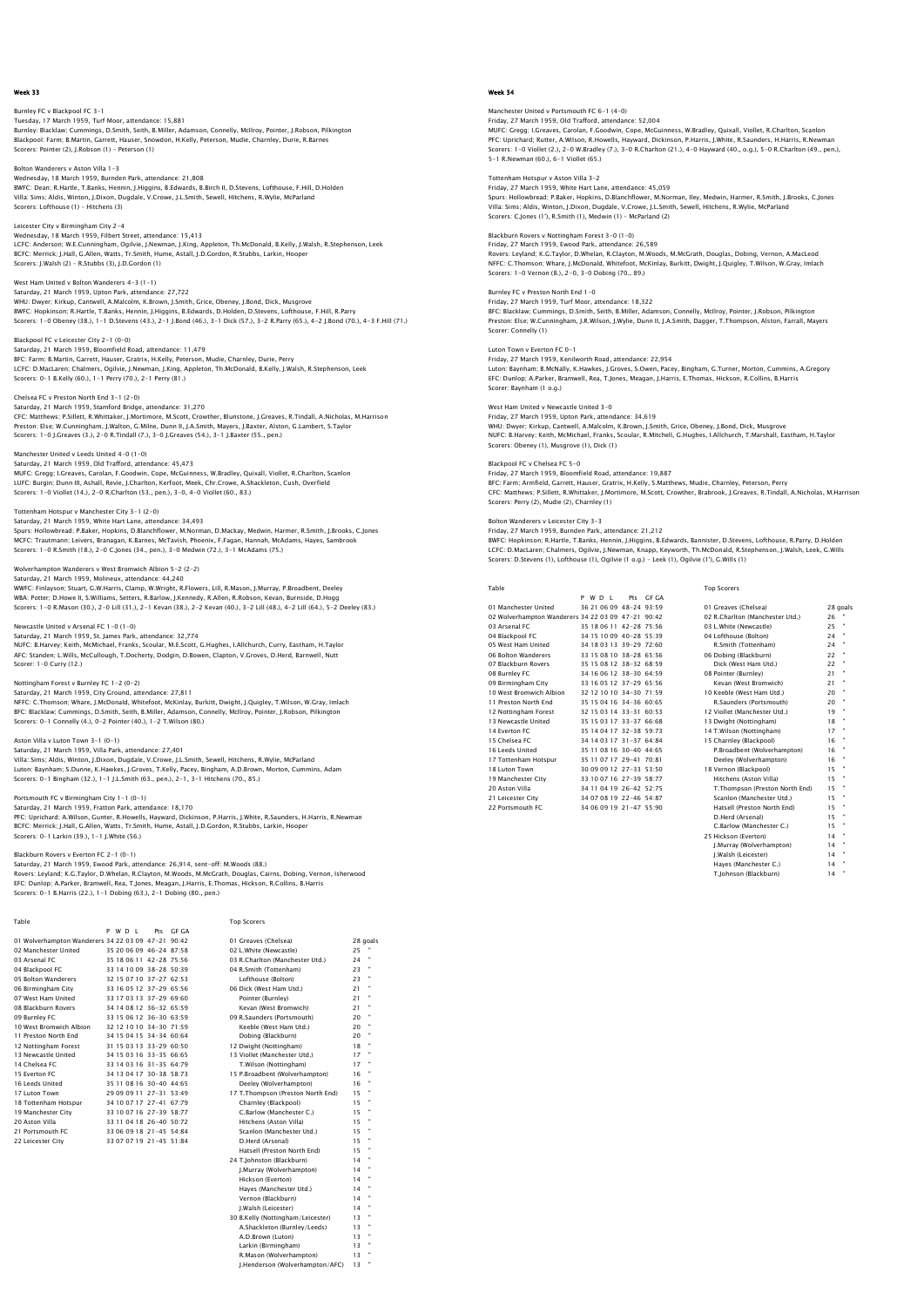## Week 33

**Burnley FC v Blackpool FC 3–1**
Tuesday, 17 March 1959, Turf Moor, attendance: 15,881
Burnley: Blacklaw; Cummings, D.Smith, Seith, B.Miller, Adamson, Connelly, McIlroy, Pointer, J.Robson, Pilkington
Blackpool: Farm; B.Martin, Garrett, Hauser, Snowdon, H.Kelly, Peterson, Mudie, Charnley, Durie, R.Barnes
Scorers: Pointer (2), J.Robson (1) – Peterson (1)

**Bolton Wanderers v Aston Villa 1–3**
Wednesday, 18 March 1959, Burnden Park, attendance: 21,808
BWFC: Dean; R.Hartle, T.Banks, Hennin, J.Higgins, B.Edwards, B.Birch II, D.Stevens, Lofthouse, F.Hill, D.Holden
Villa: Sims; Aldis, Winton, J.Dixon, Dugdale, V.Crowe, J.L.Smith, Sewell, Hitchens, R.Wylie, McParland
Scorers: Lofthouse (1) – Hitchens (3)

**Leicester City v Birmingham City 2–4**
Wednesday, 18 March 1959, Filbert Street, attendance: 15,413
LCFC: Anderson; W.E.Cunningham, Ogilvie, J.Newman, J.King, Appleton, Th.McDonald, B.Kelly, J.Walsh, R.Stephenson, Leek
BCFC: Merrick; J.Hall, G.Allen, Watts, Tr.Smith, Hume, Astall, J.D.Gordon, R.Stubbs, Larkin, Hooper
Scorers: J.Walsh (2) – R.Stubbs (3), J.D.Gordon (1)

**West Ham United v Bolton Wanderers 4–3 (1–1)**
Saturday, 21 March 1959, Upton Park, attendance: 27,722
WHU: Dwyer; Kirkup, Cantwell, A.Malcolm, K.Brown, J.Smith, Grice, Obeney, J.Bond, Dick, Musgrove
BWFC: Hopkinson; R.Hartle, T.Banks, Hennin, J.Higgins, B.Edwards, D.Holden, D.Stevens, Lofthouse, F.Hill, R.Parry
Scorers: 1–0 Obeney (38.), 1–1 D.Stevens (43.), 2–1 J.Bond (46.), 3–1 Dick (57.), 3–2 R.Parry (65.), 4–2 J.Bond (70.), 4–3 F.Hill (71.)

**Blackpool FC v Leicester City 2–1 (0–0)**
Saturday, 21 March 1959, Bloomfield Road, attendance: 11,479
BFC: Farm; B.Martin, Garrett, Hauser, Gratrix, H.Kelly, Peterson, Mudie, Charnley, Durie, Perry
LCFC: D.MacLaren; Chalmers, Ogilvie, J.Newman, J.King, Appleton, Th.McDonald, B.Kelly, J.Walsh, R.Stephenson, Leek
Scorers: 0–1 B.Kelly (60.), 1–1 Perry (70.), 2–1 Perry (81.)

**Chelsea FC v Preston North End 3–1 (2–0)**
Saturday, 21 March 1959, Stamford Bridge, attendance: 31,270
CFC: Matthews; P.Sillett, R.Whittaker, J.Mortimore, M.Scott, Crowther, Blunstone, J.Greaves, R.Tindall, A.Nicholas, M.Harrison
Preston: Else; W.Cunningham, J.Walton, C.Milne, Dunn II, J.A.Smith, Mayers, J.Baxter, Alston, G.Lambert, S.Taylor
Scorers: 1–0 J.Greaves (3.), 2–0 R.Tindall (7.), 3–0 J.Greaves (54.), 3–1 J.Baxter (55., pen.)

**Manchester United v Leeds United 4–0 (1–0)**
Saturday, 21 March 1959, Old Trafford, attendance: 45,473
MUFC: Gregg; I.Greaves, Carolan, F.Goodwin, Cope, McGuinness, W.Bradley, Quixall, Viollet, R.Charlton, Scanlon
LUFC: Burgin; Dunn III, Ashall, Revie, J.Charlton, Kerfoot, Meek, Chr.Crowe, A.Shackleton, Cush, Overfield
Scorers: 1–0 Viollet (14.), 2–0 R.Charlton (53., pen.), 3–0, 4–0 Viollet (60., 83.)

**Tottenham Hotspur v Manchester City 3–1 (2–0)**
Saturday, 21 March 1959, White Hart Lane, attendance: 34,493
Spurs: Hollowbread; P.Baker, Hopkins, D.Blanchflower, M.Norman, D.Mackay, Medwin, Harmer, R.Smith, J.Brooks, C.Jones
MCFC: Trautmann; Leivers, Branagan, K.Barnes, McTavish, Phoenix, F.Fagan, Hannah, McAdams, Hayes, Sambrook
Scorers: 1–0 R.Smith (18.), 2–0 C.Jones (34., pen.), 3–0 Medwin (72.), 3–1 McAdams (75.)

**Wolverhampton Wanderers v West Bromwich Albion 5–2 (2–2)**
Saturday, 21 March 1959, Molineux, attendance: 44,240
WWFC: Finlayson; Stuart, G.W.Harris, Clamp, W.Wright, R.Flowers, Lill, R.Mason, J.Murray, P.Broadbent, Deeley
WBA: Potter; D.Howe II, S.Williams, Setters, R.Barlow, J.Kennedy, R.Allen, R.Robson, Kevan, Burnside, D.Hogg
Scorers: 1–0 R.Mason (30.), 2–0 Lill (31.), 2–1 Kevan (38.), 2–2 Kevan (40.), 3–2 Lill (48.), 4–2 Lill (64.), 5–2 Deeley (83.)

**Newcastle United v Arsenal FC 1–0 (1–0)**
Saturday, 21 March 1959, St. James Park, attendance: 32,774
NUFC: B.Harvey; Keith, McMichael, Franks, Scoular, M.E.Scott, G.Hughes, I.Allchurch, Curry, Eastham, H.Taylor
AFC: Standen; L.Wills, McCullough, T.Docherty, Dodgin, D.Bowen, Clapton, V.Groves, D.Herd, Barnwell, Nutt
Scorer: 1–0 Curry (12.)

**Nottingham Forest v Burnley FC 1–2 (0–2)**
Saturday, 21 March 1959, City Ground, attendance: 27,811
NFFC: C.Thomson; Whare, J.McDonald, Whitefoot, McKinlay, Burkitt, Dwight, J.Quigley, T.Wilson, W.Gray, Imlach
BFC: Blacklaw; Cummings, D.Smith, Seith, B.Miller, Adamson, Connelly, McIlroy, Pointer, J.Robson, Pilkington
Scorers: 0–1 Connelly (4.), 0–2 Pointer (40.), 1–2 T.Wilson (80.)

**Aston Villa v Luton Town 3–1 (0–1)**
Saturday, 21 March 1959, Villa Park, attendance: 27,401
Villa: Sims; Aldis, Winton, J.Dixon, Dugdale, V.Crowe, J.L.Smith, Sewell, Hitchens, R.Wylie, McParland
Luton: Baynham; S.Dunne, K.Hawkes, J.Groves, T.Kelly, Pacey, Bingham, A.D.Brown, Morton, Cummins, Adam
Scorers: 0–1 Bingham (32.), 1–1 J.L.Smith (63., pen.), 2–1, 3–1 Hitchens (70., 85.)

**Portsmouth FC v Birmingham City 1–1 (0–1)**
Saturday, 21 March 1959, Fratton Park, attendance: 18,170
PFC: Uprichard; A.Wilson, Gunter, R.Howells, Hayward, Dickinson, P.Harris, J.White, R.Saunders, H.Harris, R.Newman
BCFC: Merrick; J.Hall, G.Allen, Watts, Tr.Smith, Hume, Astall, J.D.Gordon, R.Stubbs, Larkin, Hooper
Scorers: 0–1 Larkin (39.), 1–1 J.White (56.)

**Blackburn Rovers v Everton FC 2–1 (0–1)**
Saturday, 21 March 1959, Ewood Park, attendance: 26,914, sent-off: M.Woods (88.)
Rovers: Leyland; K.G.Taylor, D.Whelan, R.Clayton, M.Woods, M.McGrath, Douglas, Cairns, Dobing, Vernon, Isherwood
EFC: Dunlop; A.Parker, Bramwell, Rea, T.Jones, Meagan, J.Harris, E.Thomas, Hickson, R.Collins, B.Harris
Scorers: 0–1 B.Harris (22.), 1–1 Dobing (63.), 2–1 Dobing (80., pen.)

**Table**

| | P | W | D | L | Pts | GF GA |
|---|---|---|---|---|---|---|
| 01 Wolverhampton Wanderers | 34 | 22 | 03 | 09 | 47–21 | 90:42 |
| 02 Manchester United | 35 | 20 | 06 | 09 | 46–24 | 87:58 |
| 03 Arsenal FC | 35 | 18 | 06 | 11 | 42–28 | 75:56 |
| 04 Blackpool FC | 33 | 14 | 10 | 09 | 38–28 | 50:39 |
| 05 Bolton Wanderers | 32 | 15 | 07 | 10 | 37–27 | 62:53 |
| 06 Birmingham City | 33 | 16 | 05 | 12 | 37–29 | 65:56 |
| 07 West Ham United | 33 | 17 | 03 | 13 | 37–29 | 69:60 |
| 08 Blackburn Rovers | 34 | 14 | 08 | 12 | 36–32 | 65:59 |
| 09 Burnley FC | 33 | 15 | 06 | 12 | 36–30 | 63:59 |
| 10 West Bromwich Albion | 32 | 12 | 10 | 10 | 34–30 | 71:59 |
| 11 Preston North End | 34 | 15 | 04 | 15 | 34–34 | 60:64 |
| 12 Nottingham Forest | 31 | 15 | 03 | 13 | 33–29 | 60:50 |
| 13 Newcastle United | 34 | 15 | 03 | 16 | 33–35 | 66:65 |
| 14 Chelsea FC | 33 | 14 | 03 | 16 | 31–35 | 64:79 |
| 15 Everton FC | 34 | 13 | 04 | 17 | 30–38 | 58:73 |
| 16 Leeds United | 35 | 11 | 08 | 16 | 30–40 | 44:65 |
| 17 Luton Town | 29 | 09 | 09 | 11 | 27–31 | 53:49 |
| 18 Tottenham Hotspur | 34 | 10 | 07 | 17 | 27–41 | 67:79 |
| 19 Manchester City | 33 | 10 | 07 | 16 | 27–39 | 58:77 |
| 20 Aston Villa | 33 | 11 | 04 | 18 | 26–40 | 50:72 |
| 21 Portsmouth FC | 33 | 06 | 09 | 18 | 21–45 | 54:84 |
| 22 Leicester City | 33 | 07 | 07 | 19 | 21–45 | 51:84 |

**Top Scorers**

| | |
|---|---|
| 01 Greaves (Chelsea) | 28 goals |
| 02 L.White (Newcastle) | 25 " |
| 03 R.Charlton (Manchester Utd.) | 24 " |
| 04 R.Smith (Tottenham) | 23 " |
| Lofthouse (Bolton) | 23 " |
| 06 Dick (West Ham Utd.) | 21 " |
| Pointer (Burnley) | 21 " |
| Kevan (West Bromwich) | 21 " |
| 09 R.Saunders (Portsmouth) | 20 " |
| Keeble (West Ham Utd.) | 20 " |
| Dobing (Blackburn) | 20 " |
| 12 Dwight (Nottingham) | 18 " |
| 13 Viollet (Manchester Utd.) | 17 " |
| T.Wilson (Nottingham) | 17 " |
| 15 P.Broadbent (Wolverhampton) | 16 " |
| Deeley (Wolverhampton) | 16 " |
| 17 T.Thompson (Preston North End) | 15 " |
| Charnley (Blackpool) | 15 " |
| C.Barlow (Manchester C.) | 15 " |
| Hitchens (Aston Villa) | 15 " |
| Scanlon (Manchester Utd.) | 15 " |
| D.Herd (Arsenal) | 15 " |
| Hatsell (Preston North End) | 15 " |
| 24 T.Johnston (Blackburn) | 14 " |
| J.Murray (Wolverhampton) | 14 " |
| Hickson (Everton) | 14 " |
| Hayes (Manchester Utd.) | 14 " |
| Vernon (Blackburn) | 14 " |
| J.Walsh (Leicester) | 14 " |
| 30 B.Kelly (Nottingham/Leicester) | 13 " |
| A.Shackleton (Burnley/Leeds) | 13 " |
| A.D.Brown (Luton) | 13 " |
| Larkin (Birmingham) | 13 " |
| R.Mason (Wolverhampton) | 13 " |
| J.Henderson (Wolverhampton/AFC) | 13 " |

## Week 34

**Manchester United v Portsmouth FC 6–1 (4–0)**
Friday, 27 March 1959, Old Trafford, attendance: 52,004
MUFC: Gregg; I.Greaves, Carolan, F.Goodwin, Cope, McGuinness, W.Bradley, Quixall, Viollet, R.Charlton, Scanlon
PFC: Uprichard; Rutter, A.Wilson, R.Howells, Hayward, Dickinson, P.Harris, J.White, R.Saunders, H.Harris, R.Newman
Scorers: 1–0 Viollet (2.), 2–0 W.Bradley (7.), 3–0 R.Charlton (21.), 4–0 Hayward (40., o.g.), 5–0 R.Charlton (49., pen.), 5–1 R.Newman (60.), 6–1 Viollet (65.)

**Tottenham Hotspur v Aston Villa 3–2**
Friday, 27 March 1959, White Hart Lane, attendance: 45,059
Spurs: Hollowbread; P.Baker, Hopkins, D.Blanchflower, M.Norman, Iley, Medwin, Harmer, R.Smith, J.Brooks, C.Jones
Villa: Sims; Aldis, Winton, J.Dixon, Dugdale, V.Crowe, J.L.Smith, Sewell, Hitchens, R.Wylie, McParland
Scorers: C.Jones (1'), R.Smith (1), Medwin (1) – McParland (2)

**Blackburn Rovers v Nottingham Forest 3–0 (1–0)**
Friday, 27 March 1959, Ewood Park, attendance: 26,589
Rovers: Leyland; K.G.Taylor, D.Whelan, R.Clayton, M.Woods, M.McGrath, Douglas, Dobing, Vernon, A.MacLeod
NFFC: C.Thomson; Whare, J.McDonald, Whitefoot, McKinlay, Burkitt, Dwight, J.Quigley, T.Wilson, W.Gray, Imlach
Scorers: 1–0 Vernon (8.), 2–0, 3–0 Dobing (70., 89.)

**Burnley FC v Preston North End 1–0**
Friday, 27 March 1959, Turf Moor, attendance: 18,322
BFC: Blacklaw; Cummings, D.Smith, Seith, B.Miller, Adamson, Connelly, McIlroy, Pointer, J.Robson, Pilkington
Preston: Else; W.Cunningham, J.R.Wilson, J.Wylie, Dunn II, J.A.Smith, Dagger, T.Thompson, Alston, Farrall, Mayers
Scorer: Connelly (1)

**Luton Town v Everton FC 0–1**
Friday, 27 March 1959, Kenilworth Road, attendance: 22,954
Luton: Baynham; B.McNally, K.Hawkes, J.Groves, S.Owen, Pacey, Bingham, G.Turner, Morton, Cummins, A.Gregory
EFC: Dunlop; A.Parker, Bramwell, Rea, T.Jones, Meagan, J.Harris, E.Thomas, Hickson, R.Collins, B.Harris
Scorer: Baynham (1 o.g.)

**West Ham United v Newcastle United 3–0**
Friday, 27 March 1959, Upton Park, attendance: 34,619
WHU: Dwyer; Kirkup, Cantwell, A.Malcolm, K.Brown, J.Smith, Grice, Obeney, J.Bond, Dick, Musgrove
NUFC: B.Harvey; Keith, McMichael, Franks, Scoular, R.Mitchell, G.Hughes, I.Allchurch, T.Marshall, Eastham, H.Taylor
Scorers: Obeney (1), Musgrove (1), Dick (1)

**Blackpool FC v Chelsea FC 5–0**
Friday, 27 March 1959, Bloomfield Road, attendance: 19,887
BFC: Farm; Armfield, Garrett, Hauser, Gratrix, H.Kelly, S.Matthews, Mudie, Charnley, Peterson, Perry
CFC: Matthews; P.Sillett, R.Whittaker, J.Mortimore, M.Scott, Crowther, Brabrook, J.Greaves, R.Tindall, A.Nicholas, M.Harrison
Scorers: Perry (2), Mudie (2), Charnley (1)

**Bolton Wanderers v Leicester City 3–3**
Friday, 27 March 1959, Burnden Park, attendance: 21,212
BWFC: Hopkinson; R.Hartle, T.Banks, Hennin, J.Higgins, B.Edwards, Bannister, D.Stevens, Lofthouse, R.Parry, D.Holden
LCFC: D.MacLaren; Chalmers, Ogilvie, J.Newman, Knapp, Keyworth, Th.McDonald, R.Stephenson, J.Walsh, Leek, G.Wills
Scorers: D.Stevens (1), Lofthouse (1), Ogilvie (1 o.g.) – Leek (1), Ogilvie (1'), G.Wills (1)

**Table**

| | P | W | D | L | Pts | GF GA |
|---|---|---|---|---|---|---|
| 01 Manchester United | 36 | 21 | 06 | 09 | 48–24 | 93:59 |
| 02 Wolverhampton Wanderers | 34 | 22 | 03 | 09 | 47–21 | 90:42 |
| 03 Arsenal FC | 35 | 18 | 06 | 11 | 42–28 | 75:56 |
| 04 Blackpool FC | 34 | 15 | 10 | 09 | 40–28 | 55:39 |
| 05 West Ham United | 34 | 18 | 03 | 13 | 39–29 | 72:60 |
| 06 Bolton Wanderers | 33 | 15 | 08 | 10 | 38–28 | 65:56 |
| 07 Blackburn Rovers | 35 | 15 | 08 | 12 | 38–32 | 68:59 |
| 08 Burnley FC | 34 | 16 | 06 | 12 | 38–30 | 64:59 |
| 09 Birmingham City | 33 | 16 | 05 | 12 | 37–29 | 65:56 |
| 10 West Bromwich Albion | 32 | 12 | 10 | 10 | 34–30 | 71:59 |
| 11 Preston North End | 35 | 15 | 04 | 16 | 34–36 | 60:65 |
| 12 Nottingham Forest | 32 | 15 | 03 | 14 | 33–31 | 60:53 |
| 13 Newcastle United | 35 | 15 | 03 | 17 | 33–37 | 66:68 |
| 14 Everton FC | 35 | 14 | 04 | 17 | 32–38 | 59:73 |
| 15 Chelsea FC | 34 | 14 | 03 | 17 | 31–37 | 64:84 |
| 16 Leeds United | 35 | 11 | 08 | 16 | 30–40 | 44:65 |
| 17 Tottenham Hotspur | 35 | 11 | 07 | 17 | 29–41 | 70:81 |
| 18 Luton Town | 30 | 09 | 09 | 12 | 27–33 | 53:50 |
| 19 Manchester City | 33 | 10 | 07 | 16 | 27–39 | 58:77 |
| 20 Aston Villa | 34 | 11 | 04 | 19 | 26–42 | 52:75 |
| 21 Leicester City | 34 | 07 | 08 | 19 | 22–46 | 54:87 |
| 22 Portsmouth FC | 34 | 06 | 09 | 19 | 21–47 | 55:90 |

**Top Scorers**

| | |
|---|---|
| 01 Greaves (Chelsea) | 28 goals |
| 02 R.Charlton (Manchester Utd.) | 26 " |
| 03 L.White (Newcastle) | 25 " |
| 04 Lofthouse (Bolton) | 24 " |
| R.Smith (Tottenham) | 24 " |
| 06 Dobing (Blackburn) | 22 " |
| Dick (West Ham Utd.) | 22 " |
| 08 Pointer (Burnley) | 21 " |
| Kevan (West Bromwich) | 21 " |
| 10 Keeble (West Ham Utd.) | 20 " |
| R.Saunders (Portsmouth) | 20 " |
| 12 Viollet (Manchester Utd.) | 19 " |
| 13 Dwight (Nottingham) | 18 " |
| 14 T.Wilson (Nottingham) | 17 " |
| 15 Charnley (Blackpool) | 16 " |
| P.Broadbent (Wolverhampton) | 16 " |
| Deeley (Wolverhampton) | 16 " |
| 18 Vernon (Blackpool) | 15 " |
| Hitchens (Aston Villa) | 15 " |
| T.Thompson (Preston North End) | 15 " |
| Scanlon (Manchester Utd.) | 15 " |
| Hatsell (Preston North End) | 15 " |
| D.Herd (Arsenal) | 15 " |
| C.Barlow (Manchester C.) | 15 " |
| 25 Hickson (Everton) | 14 " |
| J.Murray (Wolverhampton) | 14 " |
| J.Walsh (Leicester) | 14 " |
| Hayes (Manchester C.) | 14 " |
| T.Johnson (Blackburn) | 14 " |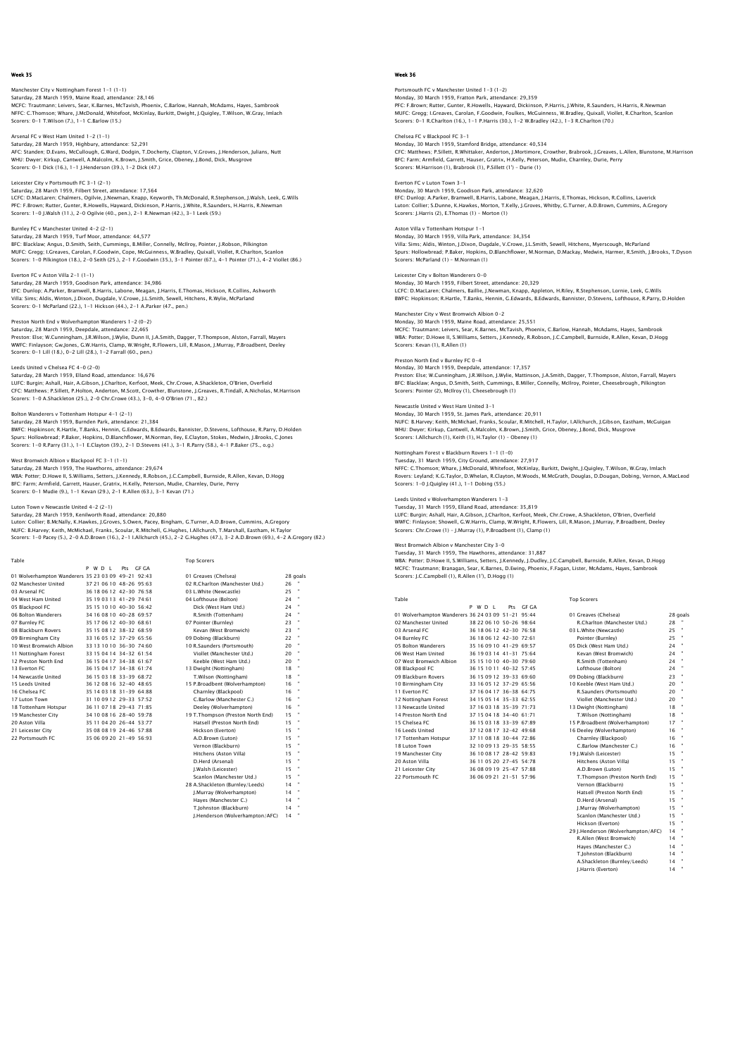## Week 35

Manchester City v Nottingham Forest 1-1 (1-1)
Saturday, 28 March 1959, Maine Road, attendance: 28,146
MCFC: Trautmann; Leivers, Sear, K.Barnes, McTavish, Phoenix, C.Barlow, Hannah, McAdams, Hayes, Sambrook
NFFC: C.Thomson; Whare, J.McDonald, Whitefoot, McKinlay, Burkitt, Dwight, J.Quigley, T.Wilson, W.Gray, Imlach
Scorers: 0-1 T.Wilson (7.), 1-1 C.Barlow (15.)

Arsenal FC v West Ham United 1-2 (1-1)
Saturday, 28 March 1959, Highbury, attendance: 52,291
AFC: Standen; D.Evans, McCullough, G.Ward, Dodgin, T.Docherty, Clapton, V.Groves, J.Henderson, Julians, Nutt
WHU: Dwyer; Kirkup, Cantwell, A.Malcolm, K.Brown, J.Smith, Grice, Obeney, J.Bond, Dick, Musgrove
Scorers: 0-1 Dick (16.), 1-1 J.Henderson (39.), 1-2 Dick (47.)

Leicester City v Portsmouth FC 3-1 (2-1)
Saturday, 28 March 1959, Filbert Street, attendance: 17,564
LCFC: D.MacLaren; Chalmers, Ogilvie, J.Newman, Knapp, Keyworth, Th.McDonald, R.Stephenson, J.Walsh, Leek, G.Wills
PFC: F.Brown; Rutter, Gunter, R.Howells, Hayward, Dickinson, P.Harris, J.White, R.Saunders, H.Harris, R.Newman
Scorers: 1-0 J.Walsh (11.), 2-0 Ogilvie (40., pen.), 2-1 R.Newman (42.), 3-1 Leek (59.)

Burnley FC v Manchester United 4-2 (2-1)
Saturday, 28 March 1959, Turf Moor, attendance: 44,577
BFC: Blacklaw; Angus, D.Smith, Seith, Cummings, B.Miller, Connelly, McIlroy, Pointer, J.Robson, Pilkington
MUFC: Gregg; I.Greaves, Carolan, F.Goodwin, Cope, McGuinness, W.Bradley, Quixall, Viollet, R.Charlton, Scanlon
Scorers: 1-0 Pilkington (18.), 2-0 Seith (25.), 2-1 F.Goodwin (35.), 3-1 Pointer (67.), 4-1 Pointer (71.), 4-2 Viollet (86.)

Everton FC v Aston Villa 2-1 (1-1)
Saturday, 28 March 1959, Goodison Park, attendance: 34,986
EFC: Dunlop; A.Parker, Bramwell, B.Harris, Labone, Meagan, J.Harris, E.Thomas, Hickson, R.Collins, Ashworth
Villa: Sims; Aldis, Winton, J.Dixon, Dugdale, V.Crowe, J.L.Smith, Sewell, Hitchens, R.Wylie, McParland
Scorers: 0-1 McParland (22.), 1-1 Hickson (44.), 2-1 A.Parker (47., pen.)

Preston North End v Wolverhampton Wanderers 1-2 (0-2)
Saturday, 28 March 1959, Deepdale, attendance: 22,465
Preston: Else; W.Cunningham, J.R.Wilson, J.Wylie, Dunn II, J.A.Smith, Dagger, T.Thompson, Alston, Farrall, Mayers
WWFC: Finlayson; Gw.Jones, G.W.Harris, Clamp, W.Wright, R.Flowers, Lill, R.Mason, J.Murray, P.Broadbent, Deeley
Scorers: 0-1 Lill (18.), 0-2 Lill (28.), 1-2 Farrall (60., pen.)

Leeds United v Chelsea FC 4-0 (2-0)
Saturday, 28 March 1959, Elland Road, attendance: 16,676
LUFC: Burgin; Ashall, Hair, A.Gibson, J.Charlton, Kerfoot, Meek, Chr.Crowe, A.Shackleton, O'Brien, Overfield
CFC: Matthews; P.Sillett, P.Holton, Anderton, M.Scott, Crowther, Blunstone, J.Greaves, R.Tindall, A.Nicholas, M.Harrison
Scorers: 1-0 A.Shackleton (25.), 2-0 Chr.Crowe (43.), 3-0, 4-0 O'Brien (71., 82.)

Bolton Wanderers v Tottenham Hotspur 4-1 (2-1)
Saturday, 28 March 1959, Burnden Park, attendance: 21,384
BWFC: Hopkinson; R.Hartle, T.Banks, Hennin, G.Edwards, B.Edwards, Bannister, D.Stevens, Lofthouse, R.Parry, D.Holden
Spurs: Hollowbread; P.Baker, Hopkins, D.Blanchflower, M.Norman, Iley, E.Clayton, Stokes, Medwin, J.Brooks, C.Jones
Scorers: 1-0 R.Parry (31.), 1-1 E.Clayton (39.), 2-1 D.Stevens (41.), 3-1 R.Parry (58.), 4-1 P.Baker (75., o.g.)

West Bromwich Albion v Blackpool FC 3-1 (1-1)
Saturday, 28 March 1959, The Hawthorns, attendance: 29,674
WBA: Potter; D.Howe II, S.Williams, Setters, J.Kennedy, R.Robson, J.C.Campbell, Burnside, R.Allen, Kevan, D.Hogg
BFC: Farm; Armfield, Garrett, Hauser, Gratrix, H.Kelly, Peterson, Mudie, Charnley, Durie, Perry
Scorers: 0-1 Mudie (9.), 1-1 Kevan (29.), 2-1 R.Allen (63.), 3-1 Kevan (71.)

Luton Town v Newcastle United 4-2 (2-1)
Saturday, 28 March 1959, Kenilworth Road, attendance: 20,880
Luton: Collier; B.McNally, K.Hawkes, J.Groves, S.Owen, Pacey, Bingham, G.Turner, A.D.Brown, Cummins, A.Gregory
NUFC: B.Harvey; Keith, McMichael, Franks, Scoular, R.Mitchell, G.Hughes, I.Allchurch, T.Marshall, Eastham, H.Taylor
Scorers: 1-0 Pacey (5.), 2-0 A.D.Brown (16.), 2-1 I.Allchurch (45.), 2-2 G.Hughes (47.), 3-2 A.D.Brown (69.), 4-2 A.Gregory (82.)

Table

| | P | W | D | L | Pts | GF | GA |
|---|---|---|---|---|---|---|---|
| 01 Wolverhampton Wanderers | 35 | 23 | 03 | 09 | 49-21 | 92 | 43 |
| 02 Manchester United | 37 | 21 | 06 | 10 | 48-26 | 95 | 63 |
| 03 Arsenal FC | 36 | 18 | 06 | 12 | 42-30 | 76 | 58 |
| 04 West Ham United | 35 | 19 | 03 | 13 | 41-29 | 74 | 61 |
| 05 Blackpool FC | 35 | 15 | 10 | 10 | 40-30 | 56 | 42 |
| 06 Bolton Wanderers | 34 | 16 | 08 | 10 | 40-28 | 69 | 57 |
| 07 Burnley FC | 35 | 17 | 06 | 12 | 40-30 | 68 | 61 |
| 08 Blackburn Rovers | 35 | 15 | 08 | 12 | 38-32 | 68 | 59 |
| 09 Birmingham City | 33 | 16 | 05 | 12 | 37-29 | 65 | 56 |
| 10 West Bromwich Albion | 33 | 13 | 10 | 10 | 36-30 | 74 | 60 |
| 11 Nottingham Forest | 33 | 15 | 04 | 14 | 34-32 | 61 | 54 |
| 12 Preston North End | 36 | 15 | 04 | 17 | 34-38 | 61 | 67 |
| 13 Everton FC | 36 | 15 | 04 | 17 | 34-38 | 61 | 74 |
| 14 Newcastle United | 36 | 15 | 03 | 18 | 33-39 | 68 | 72 |
| 15 Leeds United | 36 | 12 | 08 | 16 | 32-40 | 48 | 65 |
| 16 Chelsea FC | 35 | 14 | 03 | 18 | 31-39 | 64 | 88 |
| 17 Luton Town | 31 | 10 | 09 | 12 | 29-33 | 57 | 52 |
| 18 Tottenham Hotspur | 36 | 11 | 07 | 18 | 29-43 | 71 | 85 |
| 19 Manchester City | 34 | 10 | 08 | 16 | 28-40 | 59 | 78 |
| 20 Aston Villa | 35 | 11 | 04 | 20 | 26-44 | 53 | 77 |
| 21 Leicester City | 35 | 08 | 08 | 19 | 24-46 | 57 | 88 |
| 22 Portsmouth FC | 35 | 06 | 09 | 20 | 21-49 | 56 | 93 |

Top Scorers

| | |
|---|---|
| 01 Greaves (Chelsea) | 28 goals |
| 02 R.Charlton (Manchester Utd.) | 26 " |
| 03 L.White (Newcastle) | 25 " |
| 04 Lofthouse (Bolton) | 24 " |
| Dick (West Ham Utd.) | 24 " |
| R.Smith (Tottenham) | 24 " |
| 07 Pointer (Burnley) | 23 " |
| Kevan (West Bromwich) | 23 " |
| 09 Dobing (Blackburn) | 22 " |
| 10 R.Saunders (Portsmouth) | 20 " |
| Viollet (Manchester Utd.) | 20 " |
| Keeble (West Ham Utd.) | 20 " |
| 13 Dwight (Nottingham) | 18 " |
| T.Wilson (Nottingham) | 18 " |
| 15 P.Broadbent (Wolverhampton) | 16 " |
| Charnley (Blackpool) | 16 " |
| C.Barlow (Manchester C.) | 16 " |
| Deeley (Wolverhampton) | 16 " |
| 19 T.Thompson (Preston North End) | 15 " |
| Hatsell (Preston North End) | 15 " |
| Hickson (Everton) | 15 " |
| A.D.Brown (Luton) | 15 " |
| Vernon (Blackburn) | 15 " |
| Hitchens (Aston Villa) | 15 " |
| D.Herd (Arsenal) | 15 " |
| J.Walsh (Leicester) | 15 " |
| Scanlon (Manchester Utd.) | 15 " |
| 28 A.Shackleton (Burnley/Leeds) | 14 " |
| J.Murray (Wolverhampton) | 14 " |
| Hayes (Manchester C.) | 14 " |
| T.Johnston (Blackburn) | 14 " |
| J.Henderson (Wolverhampton/AFC) | 14 " |

## Week 36

Portsmouth FC v Manchester United 1-3 (1-2)
Monday, 30 March 1959, Fratton Park, attendance: 29,359
PFC: F.Brown; Rutter, Gunter, R.Howells, Hayward, Dickinson, P.Harris, J.White, R.Saunders, H.Harris, R.Newman
MUFC: Gregg; I.Greaves, Carolan, F.Goodwin, Foulkes, McGuinness, W.Bradley, Quixall, Viollet, R.Charlton, Scanlon
Scorers: 0-1 R.Charlton (16.), 1-1 P.Harris (30.), 1-2 W.Bradley (42.), 1-3 R.Charlton (70.)

Chelsea FC v Blackpool FC 3-1
Monday, 30 March 1959, Stamford Bridge, attendance: 40,534
CFC: Matthews; P.Sillett, R.Whittaker, Anderton, J.Mortimore, Crowther, Brabrook, J.Greaves, L.Allen, Blunstone, M.Harrison
BFC: Farm; Armfield, Garrett, Hauser, Gratrix, H.Kelly, Peterson, Mudie, Charnley, Durie, Perry
Scorers: M.Harrison (1), Brabrook (1), P.Sillett (1') – Durie (1)

Everton FC v Luton Town 3-1
Monday, 30 March 1959, Goodison Park, attendance: 32,620
EFC: Dunlop; A.Parker, Bramwell, B.Harris, Labone, Meagan, J.Harris, E.Thomas, Hickson, R.Collins, Laverick
Luton: Collier; S.Dunne, K.Hawkes, Morton, T.Kelly, J.Groves, Whitby, G.Turner, A.D.Brown, Cummins, A.Gregory
Scorers: J.Harris (2), E.Thomas (1) – Morton (1)

Aston Villa v Tottenham Hotspur 1-1
Monday, 30 March 1959, Villa Park, attendance: 34,354
Villa: Sims; Aldis, Winton, J.Dixon, Dugdale, V.Crowe, J.L.Smith, Sewell, Hitchens, Myerscough, McParland
Spurs: Hollowbread; P.Baker, Hopkins, D.Blanchflower, M.Norman, D.Mackay, Medwin, Harmer, R.Smith, J.Brooks, T.Dyson
Scorers: McParland (1) – M.Norman (1)

Leicester City v Bolton Wanderers 0-0
Monday, 30 March 1959, Filbert Street, attendance: 20,329
LCFC: D.MacLaren; Chalmers, Baillie, J.Newman, Knapp, Appleton, H.Riley, R.Stephenson, Lornie, Leek, G.Wills
BWFC: Hopkinson; R.Hartle, T.Banks, Hennin, G.Edwards, B.Edwards, Bannister, D.Stevens, Lofthouse, R.Parry, D.Holden

Manchester City v West Bromwich Albion 0-2
Monday, 30 March 1959, Maine Road, attendance: 25,551
MCFC: Trautmann; Leivers, Sear, K.Barnes, McTavish, Phoenix, C.Barlow, Hannah, McAdams, Hayes, Sambrook
WBA: Potter; D.Howe II, S.Williams, Setters, J.Kennedy, R.Robson, J.C.Campbell, Burnside, R.Allen, Kevan, D.Hogg
Scorers: Kevan (1), R.Allen (1)

Preston North End v Burnley FC 0-4
Monday, 30 March 1959, Deepdale, attendance: 17,357
Preston: Else; W.Cunningham, J.R.Wilson, Mattinson, J.A.Smith, Dagger, T.Thompson, Alston, Farrall, Mayers
BFC: Blacklaw; Angus, D.Smith, Seith, Cummings, B.Miller, Connelly, McIlroy, Pointer, Cheesebrough, Pilkington
Scorers: Pointer (2), McIlroy (1), Cheesebrough (1)

Newcastle United v West Ham United 3-1
Monday, 30 March 1959, St. James Park, attendance: 20,911
NUFC: B.Harvey; Keith, McMichael, Franks, Scoular, R.Mitchell, H.Taylor, I.Allchurch, J.Gibson, Eastham, McGuigan
WHU: Dwyer; Kirkup, Cantwell, A.Malcolm, K.Brown, J.Smith, Grice, Obeney, J.Bond, Dick, Musgrove
Scorers: I.Allchurch (1), Keith (1), H.Taylor (1) – Obeney (1)

Nottingham Forest v Blackburn Rovers 1-1 (1-0)
Tuesday, 31 March 1959, City Ground, attendance: 27,917
NFFC: C.Thomson; Whare, J.McDonald, Whitefoot, McKinlay, Burkitt, Dwight, J.Quigley, T.Wilson, W.Gray, Imlach
Rovers: Leyland; K.G.Taylor, D.Whelan, R.Clayton, M.Woods, M.McGrath, Douglas, D.Dougan, Dobing, Vernon, A.MacLeod
Scorers: 1-0 J.Quigley (41.), 1-1 Dobing (55.)

Leeds United v Wolverhampton Wanderers 1-3
Tuesday, 31 March 1959, Elland Road, attendance: 35,819
LUFC: Burgin; Ashall, Hair, A.Gibson, J.Charlton, Kerfoot, Meek, Chr.Crowe, A.Shackleton, O'Brien, Overfield
WWFC: Finlayson; Showell, G.W.Harris, Clamp, W.Wright, R.Flowers, Lill, R.Mason, J.Murray, P.Broadbent, Deeley
Scorers: Chr.Crowe (1) – J.Murray (1), P.Broadbent (1), Clamp (1)

West Bromwich Albion v Manchester City 3-0
Tuesday, 31 March 1959, The Hawthorns, attendance: 31,887
WBA: Potter; D.Howe II, S.Williams, Setters, J.Kennedy, J.Dudley, J.C.Campbell, Burnside, R.Allen, Kevan, D.Hogg
MCFC: Trautmann; Branagan, Sear, K.Barnes, D.Ewing, Phoenix, F.Fagan, Lister, McAdams, Hayes, Sambrook
Scorers: J.C.Campbell (1), R.Allen (1'), D.Hogg (1)

Table

| | P | W | D | L | Pts | GF | GA |
|---|---|---|---|---|---|---|---|
| 01 Wolverhampton Wanderers | 36 | 24 | 03 | 09 | 51-21 | 95 | 44 |
| 02 Manchester United | 38 | 22 | 06 | 10 | 50-26 | 98 | 64 |
| 03 Arsenal FC | 36 | 18 | 06 | 12 | 42-30 | 76 | 58 |
| 04 Burnley FC | 36 | 18 | 06 | 12 | 42-30 | 72 | 61 |
| 05 Bolton Wanderers | 35 | 16 | 09 | 10 | 41-29 | 69 | 57 |
| 06 West Ham United | 36 | 19 | 03 | 14 | 41-31 | 75 | 64 |
| 07 West Bromwich Albion | 35 | 15 | 10 | 10 | 40-30 | 79 | 60 |
| 08 Blackpool FC | 36 | 15 | 10 | 11 | 40-32 | 57 | 45 |
| 09 Blackburn Rovers | 36 | 15 | 09 | 12 | 39-33 | 69 | 60 |
| 10 Birmingham City | 33 | 16 | 05 | 12 | 37-29 | 65 | 56 |
| 11 Everton FC | 37 | 16 | 04 | 17 | 36-38 | 64 | 75 |
| 12 Nottingham Forest | 34 | 15 | 05 | 14 | 35-33 | 62 | 55 |
| 13 Newcastle United | 37 | 16 | 03 | 18 | 35-39 | 71 | 73 |
| 14 Preston North End | 37 | 15 | 04 | 18 | 34-40 | 61 | 71 |
| 15 Chelsea FC | 36 | 15 | 03 | 18 | 33-39 | 67 | 89 |
| 16 Leeds United | 37 | 12 | 08 | 17 | 32-42 | 49 | 68 |
| 17 Tottenham Hotspur | 37 | 11 | 08 | 18 | 30-44 | 72 | 86 |
| 18 Luton Town | 32 | 10 | 09 | 13 | 29-35 | 58 | 55 |
| 19 Manchester City | 36 | 10 | 08 | 17 | 28-42 | 59 | 83 |
| 20 Aston Villa | 36 | 11 | 05 | 20 | 27-45 | 54 | 78 |
| 21 Leicester City | 36 | 08 | 09 | 19 | 25-47 | 57 | 88 |
| 22 Portsmouth FC | 36 | 06 | 09 | 21 | 21-51 | 57 | 96 |

Top Scorers

| | |
|---|---|
| 01 Greaves (Chelsea) | 28 goals |
| R.Charlton (Manchester Utd.) | 28 " |
| 03 L.White (Newcastle) | 25 " |
| Pointer (Burnley) | 25 " |
| 05 Dick (West Ham Utd.) | 24 " |
| Kevan (West Bromwich) | 24 " |
| R.Smith (Tottenham) | 24 " |
| Lofthouse (Bolton) | 24 " |
| 09 Dobing (Blackburn) | 23 " |
| 10 Keeble (West Ham Utd.) | 20 " |
| R.Saunders (Portsmouth) | 20 " |
| Viollet (Manchester Utd.) | 20 " |
| 13 Dwight (Nottingham) | 18 " |
| T.Wilson (Nottingham) | 18 " |
| 15 P.Broadbent (Wolverhampton) | 17 " |
| 16 Deeley (Wolverhampton) | 16 " |
| Charnley (Blackpool) | 16 " |
| C.Barlow (Manchester C.) | 16 " |
| 19 J.Walsh (Leicester) | 15 " |
| Hitchens (Aston Villa) | 15 " |
| A.D.Brown (Luton) | 15 " |
| T.Thompson (Preston North End) | 15 " |
| Vernon (Blackburn) | 15 " |
| Hatsell (Preston North End) | 15 " |
| D.Herd (Arsenal) | 15 " |
| J.Murray (Wolverhampton) | 15 " |
| Scanlon (Manchester Utd.) | 15 " |
| Hickson (Everton) | 15 " |
| 29 J.Henderson (Wolverhampton/AFC) | 14 " |
| R.Allen (West Bromwich) | 14 " |
| Hayes (Manchester C.) | 14 " |
| T.Johnston (Blackburn) | 14 " |
| A.Shackleton (Burnley/Leeds) | 14 " |
| J.Harris (Everton) | 14 " |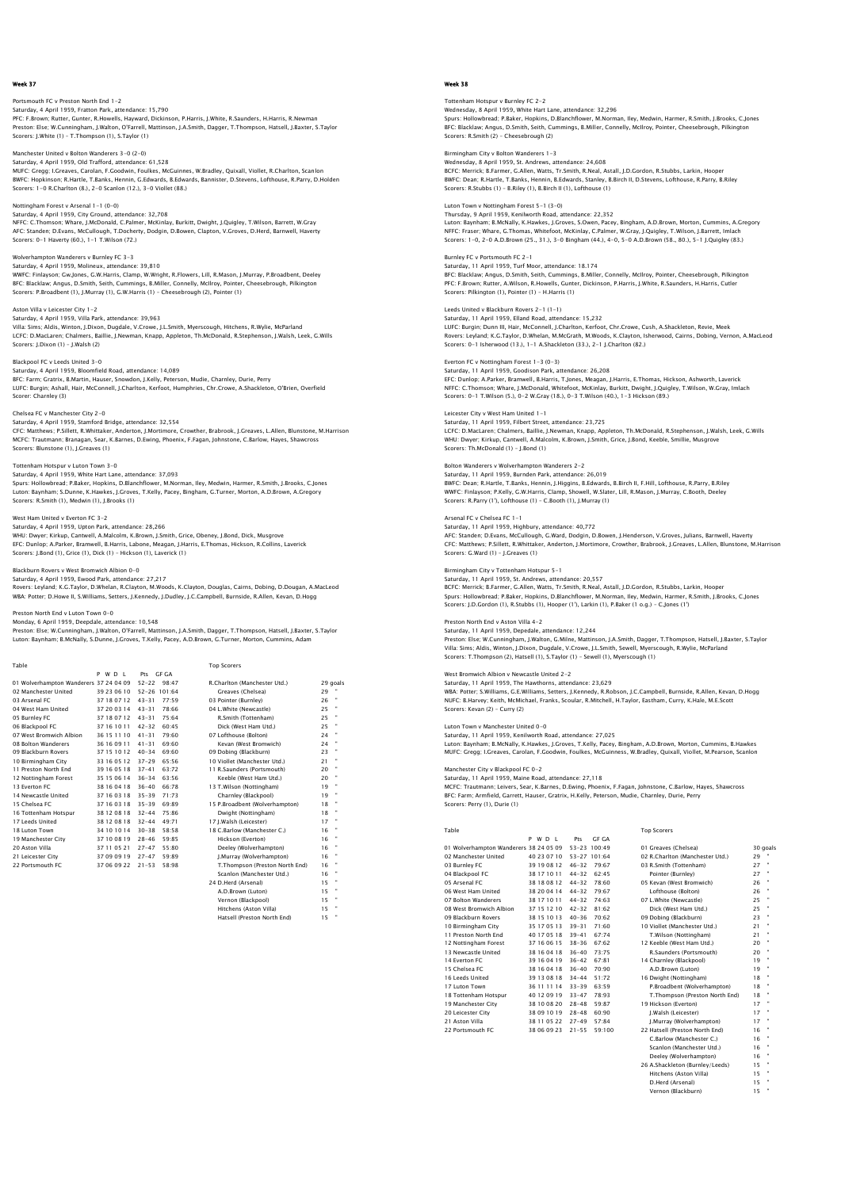## Week 37

**Portsmouth FC v Preston North End 1-2**
Saturday, 4 April 1959, Fratton Park, attendance: 15,790
PFC: F.Brown; Rutter, Gunter, R.Howells, Hayward, Dickinson, P.Harris, J.White, R.Saunders, H.Harris, R.Newman
Preston: Else; W.Cunningham, J.Walton, O'Farrell, Mattinson, J.A.Smith, Dagger, T.Thompson, Hatsell, J.Baxter, S.Taylor
Scorers: J.White (1) – T.Thompson (1), S.Taylor (1)

**Manchester United v Bolton Wanderers 3-0 (2-0)**
Saturday, 4 April 1959, Old Trafford, attendance: 61,528
MUFC: Gregg; I.Greaves, Carolan, F.Goodwin, Foulkes, McGuinness, W.Bradley, Quixall, Viollet, R.Charlton, Scanlon
BWFC: Hopkinson; R.Hartle, T.Banks, Hennin, G.Edwards, B.Edwards, Bannister, D.Stevens, Lofthouse, R.Parry, D.Holden
Scorers: 1-0 R.Charlton (8.), 2-0 Scanlon (12.), 3-0 Viollet (88.)

**Nottingham Forest v Arsenal 1-1 (0-0)**
Saturday, 4 April 1959, City Ground, attendance: 32,708
NFFC: C.Thomson; Whare, J.McDonald, C.Palmer, McKinlay, Burkitt, Dwight, J.Quigley, T.Wilson, Barrett, W.Gray
AFC: Standen; D.Evans, McCullough, T.Docherty, Dodgin, D.Bowen, Clapton, V.Groves, D.Herd, Barnwell, Haverty
Scorers: 0-1 Haverty (60.), 1-1 T.Wilson (72.)

**Wolverhampton Wanderers v Burnley FC 3-3**
Saturday, 4 April 1959, Molineux, attendance: 39,810
WWFC: Finlayson; Gw.Jones, G.W.Harris, Clamp, W.Wright, R.Flowers, Lill, R.Mason, J.Murray, P.Broadbent, Deeley
BFC: Blacklaw; Angus, D.Smith, Seith, Cummings, B.Miller, Connelly, McIlroy, Pointer, Cheesebrough, Pilkington
Scorers: P.Broadbent (1), J.Murray (1), G.W.Harris (1) – Cheesebrough (2), Pointer (1)

**Aston Villa v Leicester City 1-2**
Saturday, 4 April 1959, Villa Park, attendance: 39,963
Villa: Sims; Aldis, Winton, J.Dixon, Dugdale, V.Crowe, J.L.Smith, Myerscough, Hitchens, R.Wylie, McParland
LCFC: D.MacLaren; Chalmers, Baillie, J.Newman, Knapp, Appleton, Th.McDonald, R.Stephenson, J.Walsh, Leek, G.Wills
Scorers: J.Dixon (1) – J.Walsh (2)

**Blackpool FC v Leeds United 3-0**
Saturday, 4 April 1959, Bloomfield Road, attendance: 14,089
BFC: Farm; Gratrix, B.Martin, Hauser, Snowdon, J.Kelly, Peterson, Mudie, Charnley, Durie, Perry
LUFC: Burgin; Ashall, Hair, McConnell, J.Charlton, Kerfoot, Humphries, Chr.Crowe, A.Shackleton, O'Brien, Overfield
Scorer: Charnley (3)

**Chelsea FC v Manchester City 2-0**
Saturday, 4 April 1959, Stamford Bridge, attendance: 32,554
CFC: Matthews; P.Sillett, R.Whittaker, Anderton, J.Mortimore, Crowther, Brabrook, J.Greaves, L.Allen, Blunstone, M.Harrison
MCFC: Trautmann; Branagan, Sear, K.Barnes, D.Ewing, Phoenix, F.Fagan, Johnstone, C.Barlow, Hayes, Shawcross
Scorers: Blunstone (1), J.Greaves (1)

**Tottenham Hotspur v Luton Town 3-0**
Saturday, 4 April 1959, White Hart Lane, attendance: 37,093
Spurs: Hollowbread; P.Baker, Hopkins, D.Blanchflower, M.Norman, Iley, Medwin, Harmer, R.Smith, J.Brooks, C.Jones
Luton: Baynham; S.Dunne, K.Hawkes, J.Groves, T.Kelly, Pacey, Bingham, G.Turner, Morton, A.D.Brown, A.Gregory
Scorers: R.Smith (1), Medwin (1), J.Brooks (1)

**West Ham United v Everton FC 3-2**
Saturday, 4 April 1959, Upton Park, attendance: 28,266
WHU: Dwyer; Kirkup, Cantwell, A.Malcolm, K.Brown, J.Smith, Grice, Obeney, J.Bond, Dick, Musgrove
EFC: Dunlop; A.Parker, Bramwell, B.Harris, Labone, Meagan, J.Harris, E.Thomas, Hickson, R.Collins, Laverick
Scorers: J.Bond (1), Grice (1), Dick (1) – Hickson (1), Laverick (1)

**Blackburn Rovers v West Bromwich Albion 0-0**
Saturday, 4 April 1959, Ewood Park, attendance: 27,217
Rovers: Leyland; K.G.Taylor, D.Whelan, R.Clayton, M.Woods, K.Clayton, Douglas, Cairns, Dobing, D.Dougan, A.MacLeod
WBA: Potter; D.Howe II, S.Williams, Setters, J.Kennedy, J.Dudley, J.C.Campbell, Burnside, R.Allen, Kevan, D.Hogg

**Preston North End v Luton Town 0-0**
Monday, 6 April 1959, Deepdale, attendance: 10,548
Preston: Else; W.Cunningham, J.Walton, O'Farrell, Mattinson, J.A.Smith, Dagger, T.Thompson, Hatsell, J.Baxter, S.Taylor
Luton: Baynham; B.McNally, S.Dunne, J.Groves, T.Kelly, Pacey, A.D.Brown, G.Turner, Morton, Cummins, Adam

**Table**

| | P | W | D | L | Pts | GF GA |
|---|---|---|---|---|---|---|
| 01 Wolverhampton Wanderers | 37 | 24 | 04 | 09 | 52–22 | 98:47 |
| 02 Manchester United | 39 | 23 | 06 | 10 | 52–26 | 101:64 |
| 03 Arsenal FC | 37 | 18 | 07 | 12 | 43–31 | 77:59 |
| 04 West Ham United | 37 | 20 | 03 | 14 | 43–31 | 78:66 |
| 05 Burnley FC | 37 | 18 | 07 | 12 | 43–31 | 75:64 |
| 06 Blackpool FC | 37 | 16 | 10 | 11 | 42–32 | 60:45 |
| 07 West Bromwich Albion | 36 | 15 | 11 | 10 | 41–31 | 79:60 |
| 08 Bolton Wanderers | 36 | 16 | 09 | 11 | 41–31 | 69:60 |
| 09 Blackburn Rovers | 37 | 15 | 10 | 12 | 40–34 | 69:60 |
| 10 Birmingham City | 33 | 16 | 05 | 12 | 37–29 | 65:56 |
| 11 Preston North End | 39 | 16 | 05 | 18 | 37–41 | 63:72 |
| 12 Nottingham Forest | 35 | 15 | 06 | 14 | 36–34 | 63:56 |
| 13 Everton FC | 38 | 16 | 04 | 18 | 36–40 | 66:78 |
| 14 Newcastle United | 37 | 16 | 03 | 18 | 35–39 | 71:73 |
| 15 Chelsea FC | 37 | 16 | 03 | 18 | 35–39 | 69:89 |
| 16 Tottenham Hotspur | 38 | 12 | 08 | 18 | 32–44 | 75:86 |
| 17 Leeds United | 38 | 12 | 08 | 18 | 32–44 | 49:71 |
| 18 Luton Town | 34 | 10 | 10 | 14 | 30–38 | 58:58 |
| 19 Manchester City | 37 | 10 | 08 | 19 | 28–46 | 59:85 |
| 20 Aston Villa | 37 | 11 | 05 | 21 | 27–47 | 55:80 |
| 21 Leicester City | 37 | 09 | 09 | 19 | 27–47 | 59:89 |
| 22 Portsmouth FC | 37 | 06 | 09 | 22 | 21–53 | 58:98 |

**Top Scorers**

| | |
|---|---|
| R.Charlton (Manchester Utd.) | 29 goals |
| Greaves (Chelsea) | 29 " |
| 03 Pointer (Burnley) | 26 " |
| 04 L.White (Newcastle) | 25 " |
| R.Smith (Tottenham) | 25 " |
| Dick (West Ham Utd.) | 25 " |
| 07 Lofthouse (Bolton) | 24 " |
| Kevan (West Bromwich) | 24 " |
| 09 Dobing (Blackburn) | 23 " |
| 10 Viollet (Manchester Utd.) | 21 " |
| 11 R.Saunders (Portsmouth) | 20 " |
| Keeble (West Ham Utd.) | 20 " |
| 13 T.Wilson (Nottingham) | 19 " |
| Charnley (Blackpool) | 19 " |
| 15 P.Broadbent (Wolverhampton) | 18 " |
| Dwight (Nottingham) | 18 " |
| 17 J.Walsh (Leicester) | 17 " |
| 18 C.Barlow (Manchester C.) | 16 " |
| Hickson (Everton) | 16 " |
| Deeley (Wolverhampton) | 16 " |
| J.Murray (Wolverhampton) | 16 " |
| T.Thompson (Preston North End) | 16 " |
| Scanlon (Manchester Utd.) | 16 " |
| 24 D.Herd (Arsenal) | 15 " |
| A.D.Brown (Luton) | 15 " |
| Vernon (Blackpool) | 15 " |
| Hitchens (Aston Villa) | 15 " |
| Hatsell (Preston North End) | 15 " |

## Week 38

**Tottenham Hotspur v Burnley FC 2-2**
Wednesday, 8 April 1959, White Hart Lane, attendance: 32,296
Spurs: Hollowbread; P.Baker, Hopkins, D.Blanchflower, M.Norman, Iley, Medwin, Harmer, R.Smith, J.Brooks, C.Jones
BFC: Blacklaw; Angus, D.Smith, Seith, Cummings, B.Miller, Connelly, McIlroy, Pointer, Cheesebrough, Pilkington
Scorers: R.Smith (2) – Cheesebrough (2)

**Birmingham City v Bolton Wanderers 1-3**
Wednesday, 8 April 1959, St. Andrews, attendance: 24,608
BCFC: Merrick; B.Farmer, G.Allen, Watts, Tr.Smith, R.Neal, Astall, J.D.Gordon, R.Stubbs, Larkin, Hooper
BWFC: Dean; R.Hartle, T.Banks, Hennin, B.Edwards, Stanley, B.Birch II, D.Stevens, Lofthouse, R.Parry, B.Riley
Scorers: R.Stubbs (1) – B.Riley (1), B.Birch II (1), Lofthouse (1)

**Luton Town v Nottingham Forest 5-1 (3-0)**
Thursday, 9 April 1959, Kenilworth Road, attendance: 22,352
Luton: Baynham; B.McNally, K.Hawkes, J.Groves, S.Owen, Pacey, Bingham, A.D.Brown, Morton, Cummins, A.Gregory
NFFC: Fraser; Whare, G.Thomas, Whitefoot, McKinlay, C.Palmer, W.Gray, J.Quigley, T.Wilson, J.Barrett, Imlach
Scorers: 1-0, 2-0 A.D.Brown (25., 31.), 3-0 Bingham (44.), 4-0, 5-0 A.D.Brown (58., 80.), 5-1 J.Quigley (83.)

**Burnley FC v Portsmouth FC 2-1**
Saturday, 11 April 1959, Turf Moor, attendance: 18,174
BFC: Blacklaw; Angus, D.Smith, Seith, Cummings, B.Miller, Connelly, McIlroy, Pointer, Cheesebrough, Pilkington
PFC: F.Brown; Rutter, A.Wilson, R.Howells, Gunter, Dickinson, P.Harris, J.White, R.Saunders, H.Harris, Cutler
Scorers: Pilkington (1), Pointer (1) – H.Harris (1)

**Leeds United v Blackburn Rovers 2-1 (1-1)**
Saturday, 11 April 1959, Elland Road, attendance: 15,232
LUFC: Burgin; Dunn III, Hair, McConnell, J.Charlton, Kerfoot, Chr.Crowe, Cush, A.Shackleton, Revie, Meek
Rovers: Leyland; K.G.Taylor, D.Whelan, M.McGrath, M.Woods, K.Clayton, Isherwood, Cairns, Dobing, Vernon, A.MacLeod
Scorers: 0-1 Isherwood (13.), 1-1 A.Shackleton (33.), 2-1 J.Charlton (82.)

**Everton FC v Nottingham Forest 1-3 (0-3)**
Saturday, 11 April 1959, Goodison Park, attendance: 26,208
EFC: Dunlop; A.Parker, Bramwell, B.Harris, T.Jones, Meagan, J.Harris, E.Thomas, Hickson, Ashworth, Laverick
NFFC: C.Thomson; Whare, J.McDonald, Whitefoot, McKinlay, Burkitt, Dwight, J.Quigley, T.Wilson, W.Gray, Imlach
Scorers: 0-1 T.Wilson (5.), 0-2 W.Gray (18.), 0-3 T.Wilson (40.), 1-3 Hickson (89.)

**Leicester City v West Ham United 1-1**
Saturday, 11 April 1959, Filbert Street, attendance: 23,725
LCFC: D.MacLaren; Chalmers, Baillie, J.Newman, Knapp, Appleton, Th.McDonald, R.Stephenson, J.Walsh, Leek, G.Wills
WHU: Dwyer; Kirkup, Cantwell, A.Malcolm, K.Brown, J.Smith, Grice, J.Bond, Keeble, Smillie, Musgrove
Scorers: Th.McDonald (1) – J.Bond (1)

**Bolton Wanderers v Wolverhampton Wanderers 2-2**
Saturday, 11 April 1959, Burnden Park, attendance: 26,019
BWFC: Dean; R.Hartle, T.Banks, Hennin, J.Higgins, B.Edwards, B.Birch II, F.Hill, Lofthouse, R.Parry, B.Riley
WWFC: Finlayson; P.Kelly, G.W.Harris, Clamp, Showell, W.Slater, Lill, R.Mason, J.Murray, C.Booth, Deeley
Scorers: R.Parry (1'), Lofthouse (1) – C.Booth (1), J.Murray (1)

**Arsenal FC v Chelsea FC 1-1**
Saturday, 11 April 1959, Highbury, attendance: 40,772
AFC: Standen; D.Evans, McCullough, G.Ward, Dodgin, D.Bowen, J.Henderson, V.Groves, Julians, Barnwell, Haverty
CFC: Matthews; P.Sillett, R.Whittaker, Anderton, J.Mortimore, Crowther, Brabrook, J.Greaves, L.Allen, Blunstone, M.Harrison
Scorers: G.Ward (1) – J.Greaves (1)

**Birmingham City v Tottenham Hotspur 5-1**
Saturday, 11 April 1959, St. Andrews, attendance: 20,557
BCFC: Merrick; B.Farmer, G.Allen, Watts, Tr.Smith, R.Neal, Astall, J.D.Gordon, R.Stubbs, Larkin, Hooper
Spurs: Hollowbread; P.Baker, Hopkins, D.Blanchflower, M.Norman, Iley, Medwin, Harmer, R.Smith, J.Brooks, C.Jones
Scorers: J.D.Gordon (1), R.Stubbs (1), Hooper (1'), Larkin (1), P.Baker (1 o.g.) – C.Jones (1')

**Preston North End v Aston Villa 4-2**
Saturday, 11 April 1959, Deepdale, attendance: 12,244
Preston: Else; W.Cunningham, J.Walton, G.Milne, Mattinson, J.A.Smith, Dagger, T.Thompson, Hatsell, J.Baxter, S.Taylor
Villa: Sims; Aldis, Winton, J.Dixon, Dugdale, V.Crowe, J.L.Smith, Sewell, Myerscough, R.Wylie, McParland
Scorers: T.Thompson (2), Hatsell (1), S.Taylor (1) – Sewell (1), Myerscough (1)

**West Bromwich Albion v Newcastle United 2-2**
Saturday, 11 April 1959, The Hawthorns, attendance: 23,629
WBA: Potter; S.Williams, G.E.Williams, Setters, J.Kennedy, R.Robson, J.C.Campbell, Burnside, R.Allen, Kevan, D.Hogg
NUFC: B.Harvey; Keith, McMichael, Franks, Scoular, R.Mitchell, H.Taylor, Eastham, Curry, K.Hale, M.E.Scott
Scorers: Kevan (2) – Curry (2)

**Luton Town v Manchester United 0-0**
Saturday, 11 April 1959, Kenilworth Road, attendance: 27,025
Luton: Baynham; B.McNally, K.Hawkes, J.Groves, T.Kelly, Pacey, Bingham, A.D.Brown, Morton, Cummins, B.Hawkes
MUFC: Gregg; I.Greaves, Carolan, F.Goodwin, Foulkes, McGuinness, W.Bradley, Quixall, Viollet, M.Pearson, Scanlon

**Manchester City v Blackpool FC 0-2**
Saturday, 11 April 1959, Maine Road, attendance: 27,118
MCFC: Trautmann; Leivers, Sear, K.Barnes, D.Ewing, Phoenix, F.Fagan, Johnstone, C.Barlow, Hayes, Shawcross
BFC: Farm; Armfield, Garrett, Hauser, Gratrix, H.Kelly, Peterson, Mudie, Charnley, Durie, Perry
Scorers: Perry (1), Durie (1)

**Table**

| | P | W | D | L | Pts | GF GA |
|---|---|---|---|---|---|---|
| 01 Wolverhampton Wanderers | 38 | 24 | 05 | 09 | 53–23 | 100:49 |
| 02 Manchester United | 40 | 23 | 07 | 10 | 53–27 | 101:64 |
| 03 Burnley FC | 39 | 19 | 08 | 12 | 46–32 | 79:67 |
| 04 Blackpool FC | 38 | 17 | 10 | 11 | 44–32 | 62:45 |
| 05 Arsenal FC | 38 | 18 | 08 | 12 | 44–32 | 78:60 |
| 06 West Ham United | 38 | 20 | 04 | 14 | 44–32 | 79:67 |
| 07 Bolton Wanderers | 38 | 17 | 10 | 11 | 44–32 | 74:63 |
| 08 West Bromwich Albion | 37 | 15 | 12 | 10 | 42–32 | 81:62 |
| 09 Blackburn Rovers | 38 | 15 | 10 | 13 | 40–36 | 70:62 |
| 10 Birmingham City | 35 | 17 | 05 | 13 | 39–31 | 71:60 |
| 11 Preston North End | 40 | 17 | 05 | 18 | 39–41 | 67:74 |
| 12 Nottingham Forest | 37 | 16 | 06 | 15 | 38–36 | 67:62 |
| 13 Newcastle United | 38 | 16 | 04 | 18 | 36–40 | 73:75 |
| 14 Everton FC | 39 | 16 | 04 | 19 | 36–42 | 67:81 |
| 15 Chelsea FC | 38 | 16 | 04 | 18 | 36–40 | 70:90 |
| 16 Leeds United | 39 | 13 | 08 | 18 | 34–44 | 51:72 |
| 17 Luton Town | 36 | 11 | 11 | 14 | 33–39 | 63:59 |
| 18 Tottenham Hotspur | 40 | 12 | 09 | 19 | 33–47 | 78:93 |
| 19 Manchester City | 38 | 10 | 08 | 20 | 28–48 | 59:87 |
| 20 Leicester City | 38 | 09 | 10 | 19 | 28–48 | 60:90 |
| 21 Aston Villa | 38 | 11 | 05 | 22 | 27–49 | 57:84 |
| 22 Portsmouth FC | 38 | 06 | 09 | 23 | 21–55 | 59:100 |

**Top Scorers**

| | |
|---|---|
| 01 Greaves (Chelsea) | 30 goals |
| 02 R.Charlton (Manchester Utd.) | 29 " |
| 03 R.Smith (Tottenham) | 27 " |
| Pointer (Burnley) | 27 " |
| 05 Kevan (West Bromwich) | 26 " |
| Lofthouse (Bolton) | 26 " |
| 07 L.White (Newcastle) | 25 " |
| Dick (West Ham Utd.) | 25 " |
| 09 Dobing (Blackburn) | 23 " |
| 10 Viollet (Manchester Utd.) | 21 " |
| T.Wilson (Nottingham) | 21 " |
| 12 Keeble (West Ham Utd.) | 20 " |
| R.Saunders (Portsmouth) | 20 " |
| 14 Charnley (Blackpool) | 19 " |
| A.D.Brown (Luton) | 19 " |
| 16 Dwight (Nottingham) | 18 " |
| P.Broadbent (Wolverhampton) | 18 " |
| T.Thompson (Preston North End) | 18 " |
| 19 Hickson (Everton) | 17 " |
| J.Walsh (Leicester) | 17 " |
| J.Murray (Wolverhampton) | 17 " |
| 22 Hatsell (Preston North End) | 16 " |
| C.Barlow (Manchester C.) | 16 " |
| Scanlon (Manchester Utd.) | 16 " |
| Deeley (Wolverhampton) | 16 " |
| 26 A.Shackleton (Burnley/Leeds) | 15 " |
| Hitchens (Aston Villa) | 15 " |
| D.Herd (Arsenal) | 15 " |
| Vernon (Blackburn) | 15 " |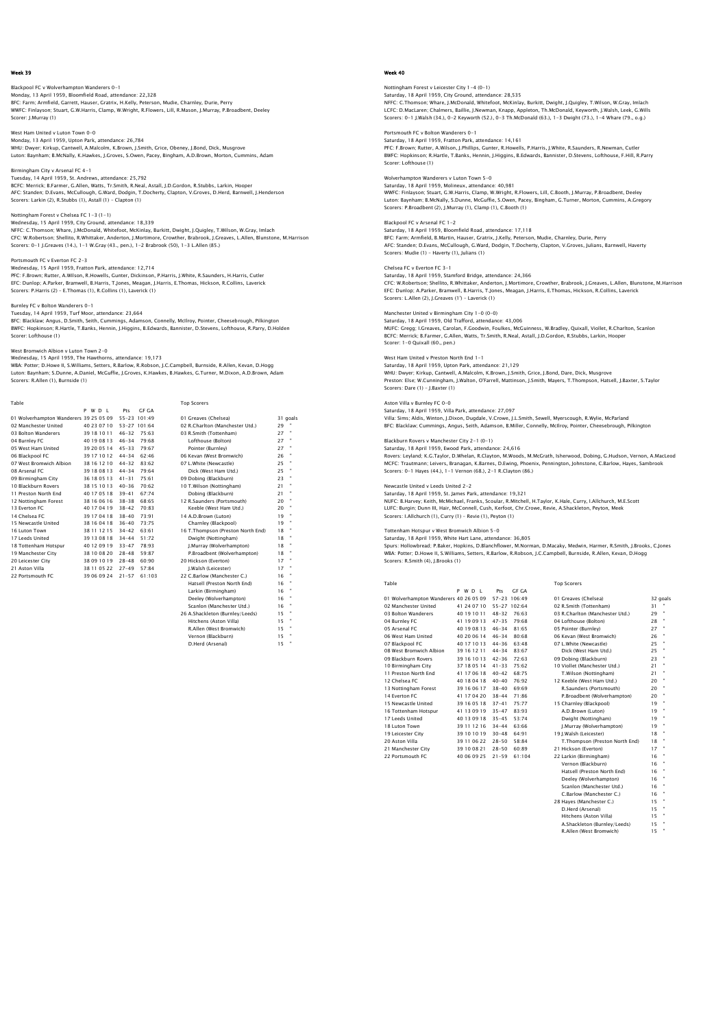## Week 39

Blackpool FC v Wolverhampton Wanderers 0–1
Monday, 13 April 1959, Bloomfield Road, attendance: 22,328
BFC: Farm; Armfield, Garrett, Hauser, Gratrix, H.Kelly, Peterson, Mudie, Charnley, Durie, Perry
WWFC: Finlayson; Stuart, G.W.Harris, Clamp, W.Wright, R.Flowers, Lill, R.Mason, J.Murray, P.Broadbent, Deeley
Scorer: J.Murray (1)

West Ham United v Luton Town 0–0
Monday, 13 April 1959, Upton Park, attendance: 26,784
WHU: Dwyer; Kirkup, Cantwell, A.Malcolm, K.Brown, J.Smith, Grice, Obeney, J.Bond, Dick, Musgrove
Luton: Baynham; B.McNally, K.Hawkes, J.Groves, S.Owen, Pacey, Bingham, A.D.Brown, Morton, Cummins, Adam

Birmingham City v Arsenal FC 4–1
Tuesday, 14 April 1959, St. Andrews, attendance: 25,792
BCFC: Merrick; B.Farmer, G.Allen, Watts, Tr.Smith, R.Neal, Astall, J.D.Gordon, R.Stubbs, Larkin, Hooper
AFC: Standen; D.Evans, McCullough, G.Ward, Dodgin, T.Docherty, Clapton, V.Groves, D.Herd, Barnwell, J.Henderson
Scorers: Larkin (2), R.Stubbs (1), Astall (1) – Clapton (1)

Nottingham Forest v Chelsea FC 1–3 (1–1)
Wednesday, 15 April 1959, City Ground, attendance: 18,339
NFFC: C.Thomson; Whare, J.McDonald, Whitefoot, McKinlay, Burkitt, Dwight, J.Quigley, T.Wilson, W.Gray, Imlach
CFC: W.Robertson; Shellito, R.Whittaker, Anderton, J.Mortimore, Crowther, Brabrook, J.Greaves, L.Allen, Blunstone, M.Harrison
Scorers: 0–1 J.Greaves (14.), 1–1 W.Gray (43., pen.), 1–2 Brabrook (50), 1–3 L.Allen (85.)

Portsmouth FC v Everton FC 2–3
Wednesday, 15 April 1959, Fratton Park, attendance: 12,714
PFC: F.Brown; Rutter, A.Wilson, R.Howells, Gunter, Dickinson, P.Harris, J.White, R.Saunders, H.Harris, Cutler
EFC: Dunlop; A.Parker, Bramwell, B.Harris, T.Jones, Meagan, J.Harris, E.Thomas, Hickson, R.Collins, Laverick
Scorers: P.Harris (2) – E.Thomas (1), R.Collins (1), Laverick (1)

Burnley FC v Bolton Wanderers 0–1
Tuesday, 14 April 1959, Turf Moor, attendance: 23,664
BFC: Blacklaw; Angus, D.Smith, Seith, Cummings, Adamson, Connelly, McIlroy, Pointer, Cheesebrough, Pilkington
BWFC: Hopkinson; R.Hartle, T.Banks, Hennin, J.Higgins, B.Edwards, Bannister, D.Stevens, Lofthouse, R.Parry, D.Holden
Scorer: Lofthouse (1)

West Bromwich Albion v Luton Town 2–0
Wednesday, 15 April 1959, The Hawthorns, attendance: 19,173
WBA: Potter; D.Howe II, S.Williams, Setters, R.Barlow, R.Robson, J.C.Campbell, Burnside, R.Allen, Kevan, D.Hogg
Luton: Baynham; S.Dunne, A.Daniel, McGuffie, J.Groves, K.Hawkes, B.Hawkes, G.Turner, M.Dixon, A.D.Brown, Adam
Scorers: R.Allen (1), Burnside (1)

Table

| | P | W | D | L | Pts | GF GA |
|---|---|---|---|---|---|---|
| 01 Wolverhampton Wanderers | 39 | 25 | 05 | 09 | 55–23 | 101:49 |
| 02 Manchester United | 40 | 23 | 07 | 10 | 53–27 | 101:64 |
| 03 Bolton Wanderers | 39 | 18 | 10 | 11 | 46–32 | 75:63 |
| 04 Burnley FC | 40 | 19 | 08 | 13 | 46–34 | 79:68 |
| 05 West Ham United | 39 | 20 | 05 | 14 | 45–33 | 79:67 |
| 06 Blackpool FC | 39 | 17 | 10 | 12 | 44–34 | 62:46 |
| 07 West Bromwich Albion | 38 | 16 | 12 | 10 | 44–32 | 83:62 |
| 08 Arsenal FC | 39 | 18 | 08 | 13 | 44–34 | 79:64 |
| 09 Birmingham City | 36 | 18 | 05 | 13 | 41–31 | 75:61 |
| 10 Blackburn Rovers | 38 | 15 | 10 | 13 | 40–36 | 70:62 |
| 11 Preston North End | 40 | 17 | 05 | 18 | 39–41 | 67:74 |
| 12 Nottingham Forest | 38 | 16 | 06 | 16 | 38–38 | 68:65 |
| 13 Everton FC | 40 | 17 | 04 | 19 | 38–42 | 70:83 |
| 14 Chelsea FC | 39 | 17 | 04 | 18 | 38–40 | 73:91 |
| 15 Newcastle United | 38 | 16 | 04 | 18 | 36–40 | 73:75 |
| 16 Luton Town | 38 | 11 | 12 | 15 | 34–42 | 63:61 |
| 17 Leeds United | 39 | 13 | 08 | 18 | 34–44 | 51:72 |
| 18 Tottenham Hotspur | 40 | 12 | 09 | 19 | 33–47 | 78:93 |
| 19 Manchester City | 38 | 10 | 08 | 20 | 28–48 | 59:87 |
| 20 Leicester City | 38 | 09 | 10 | 19 | 28–48 | 60:90 |
| 21 Aston Villa | 38 | 11 | 05 | 22 | 27–49 | 57:84 |
| 22 Portsmouth FC | 39 | 06 | 09 | 24 | 21–57 | 61:103 |

Top Scorers

| | |
|---|---|
| 01 Greaves (Chelsea) | 31 goals |
| 02 R.Charlton (Manchester Utd.) | 29 " |
| 03 R.Smith (Tottenham) | 27 " |
| Lofthouse (Bolton) | 27 " |
| Pointer (Burnley) | 27 " |
| 06 Kevan (West Bromwich) | 26 " |
| 07 L.White (Newcastle) | 25 " |
| Dick (West Ham Utd.) | 25 " |
| 09 Dobing (Blackburn) | 23 " |
| 10 T.Wilson (Nottingham) | 21 " |
| Dobing (Blackburn) | 21 " |
| 12 R.Saunders (Portsmouth) | 20 " |
| Keeble (West Ham Utd.) | 20 " |
| 14 A.D.Brown (Luton) | 19 " |
| Charnley (Blackpool) | 19 " |
| 16 T.Thompson (Preston North End) | 18 " |
| Dwight (Nottingham) | 18 " |
| J.Murray (Wolverhampton) | 18 " |
| P.Broadbent (Wolverhampton) | 18 " |
| 20 Hickson (Everton) | 17 " |
| J.Walsh (Leicester) | 17 " |
| 22 C.Barlow (Manchester C.) | 16 " |
| Hatsell (Preston North End) | 16 " |
| Larkin (Birmingham) | 16 " |
| Deeley (Wolverhampton) | 16 " |
| Scanlon (Manchester Utd.) | 16 " |
| 26 A.Shackleton (Burnley/Leeds) | 15 " |
| Hitchens (Aston Villa) | 15 " |
| R.Allen (West Bromwich) | 15 " |
| Vernon (Blackburn) | 15 " |
| D.Herd (Arsenal) | 15 " |

## Week 40

Nottingham Forest v Leicester City 1–4 (0–1)
Saturday, 18 April 1959, City Ground, attendance: 28,535
NFFC: C.Thomson; Whare, J.McDonald, Whitefoot, McKinlay, Burkitt, Dwight, J.Quigley, T.Wilson, W.Gray, Imlach
LCFC: D.MacLaren; Chalmers, Baillie, J.Newman, Knapp, Appleton, Th.McDonald, Keyworth, J.Walsh, Leek, G.Wills
Scorers: 0–1 J.Walsh (34.), 0–2 Keyworth (52.), 0–3 Th.McDonald (63.), 1–3 Dwight (73.), 1–4 Whare (79., o.g.)

Portsmouth FC v Bolton Wanderers 0–1
Saturday, 18 April 1959, Fratton Park, attendance: 14,161
PFC: F.Brown; Rutter, A.Wilson, J.Phillips, Gunter, R.Howells, P.Harris, J.White, R.Saunders, R.Newman, Cutler
BWFC: Hopkinson; R.Hartle, T.Banks, Hennin, J.Higgins, B.Edwards, Bannister, D.Stevens, Lofthouse, F.Hill, R.Parry
Scorer: Lofthouse (1)

Wolverhampton Wanderers v Luton Town 5–0
Saturday, 18 April 1959, Molineux, attendance: 40,981
WWFC: Finlayson; Stuart, G.W.Harris, Clamp, W.Wright, R.Flowers, Lill, C.Booth, J.Murray, P.Broadbent, Deeley
Luton: Baynham; B.McNally, S.Dunne, McGuffie, S.Owen, Pacey, Bingham, G.Turner, Morton, Cummins, A.Gregory
Scorers: P.Broadbent (2), J.Murray (1), Clamp (1), C.Booth (1)

Blackpool FC v Arsenal FC 1–2
Saturday, 18 April 1959, Bloomfield Road, attendance: 17,118
BFC: Farm; Armfield, B.Martin, Hauser, Gratrix, J.Kelly, Peterson, Mudie, Charnley, Durie, Perry
AFC: Standen; D.Evans, McCullough, G.Ward, Dodgin, T.Docherty, Clapton, V.Groves, Julians, Barnwell, Haverty
Scorers: Mudie (1) – Haverty (1), Julians (1)

Chelsea FC v Everton FC 3–1
Saturday, 18 April 1959, Stamford Bridge, attendance: 24,366
CFC: W.Robertson; Shellito, R.Whittaker, Anderton, J.Mortimore, Crowther, Brabrook, J.Greaves, L.Allen, Blunstone, M.Harrison
EFC: Dunlop; A.Parker, Bramwell, B.Harris, T.Jones, Meagan, J.Harris, E.Thomas, Hickson, R.Collins, Laverick
Scorers: L.Allen (2), J.Greaves (1') – Laverick (1)

Manchester United v Birmingham City 1–0 (0–0)
Saturday, 18 April 1959, Old Trafford, attendance: 43,006
MUFC: Gregg; I.Greaves, Carolan, F.Goodwin, Foulkes, McGuinness, W.Bradley, Quixall, Viollet, R.Charlton, Scanlon
BCFC: Merrick; B.Farmer, G.Allen, Watts, Tr.Smith, R.Neal, Astall, J.D.Gordon, R.Stubbs, Larkin, Hooper
Scorer: 1–0 Quixall (60., pen.)

West Ham United v Preston North End 1–1
Saturday, 18 April 1959, Upton Park, attendance: 21,129
WHU: Dwyer; Kirkup, Cantwell, A.Malcolm, K.Brown, J.Smith, Grice, J.Bond, Dare, Dick, Musgrove
Preston: Else; W.Cunningham, J.Walton, O'Farrell, Mattinson, J.Smith, Mayers, T.Thompson, Hatsell, J.Baxter, S.Taylor
Scorers: Dare (1) – J.Baxter (1)

Aston Villa v Burnley FC 0–0
Saturday, 18 April 1959, Villa Park, attendance: 27,097
Villa: Sims; Aldis, Winton, J.Dixon, Dugdale, V.Crowe, J.L.Smith, Sewell, Myerscough, R.Wylie, McParland
BFC: Blacklaw; Cummings, Angus, Seith, Adamson, B.Miller, Connelly, McIlroy, Pointer, Cheesebrough, Pilkington

Blackburn Rovers v Manchester City 2–1 (0–1)
Saturday, 18 April 1959, Ewood Park, attendance: 24,616
Rovers: Leyland; K.G.Taylor, D.Whelan, R.Clayton, M.Woods, M.McGrath, Isherwood, Dobing, G.Hudson, Vernon, A.MacLeod
MCFC: Trautmann; Leivers, Branagan, K.Barnes, D.Ewing, Phoenix, Pennington, Johnstone, C.Barlow, Hayes, Sambrook
Scorers: 0–1 Hayes (44.), 1–1 Vernon (68.), 2–1 R.Clayton (86.)

Newcastle United v Leeds United 2–2
Saturday, 18 April 1959, St. James Park, attendance: 19,321
NUFC: B.Harvey; Keith, McMichael, Franks, Scoular, R.Mitchell, H.Taylor, K.Hale, Curry, I.Allchurch, M.E.Scott
LUFC: Burgin; Dunn III, Hair, McConnell, Cush, Kerfoot, Chr.Crowe, Revie, A.Shackleton, Peyton, Meek
Scorers: I.Allchurch (1), Curry (1) – Revie (1), Peyton (1)

Tottenham Hotspur v West Bromwich Albion 5–0
Saturday, 18 April 1959, White Hart Lane, attendance: 36,805
Spurs: Hollowbread; P.Baker, Hopkins, D.Blanchflower, M.Norman, D.Macaky, Medwin, Harmer, R.Smith, J.Brooks, C.Jones
WBA: Potter; D.Howe II, S.Williams, Setters, R.Barlow, R.Robson, J.C.Campbell, Burnside, R.Allen, Kevan, D.Hogg
Scorers: R.Smith (4), J.Brooks (1)

Table

| | P | W | D | L | Pts | GF GA |
|---|---|---|---|---|---|---|
| 01 Wolverhampton Wanderers | 40 | 26 | 05 | 09 | 57–23 | 106:49 |
| 02 Manchester United | 41 | 24 | 07 | 10 | 55–27 | 102:64 |
| 03 Bolton Wanderers | 40 | 19 | 10 | 11 | 48–32 | 76:63 |
| 04 Burnley FC | 41 | 19 | 09 | 13 | 47–35 | 79:68 |
| 05 Arsenal FC | 40 | 19 | 08 | 13 | 46–34 | 81:65 |
| 06 West Ham United | 40 | 20 | 06 | 14 | 46–34 | 80:68 |
| 07 Blackpool FC | 40 | 17 | 10 | 13 | 44–36 | 63:48 |
| 08 West Bromwich Albion | 39 | 16 | 12 | 11 | 44–34 | 83:67 |
| 09 Blackburn Rovers | 39 | 16 | 10 | 13 | 42–36 | 72:63 |
| 10 Birmingham City | 37 | 18 | 05 | 14 | 41–33 | 75:62 |
| 11 Preston North End | 41 | 17 | 06 | 18 | 40–42 | 68:75 |
| 12 Chelsea FC | 40 | 18 | 04 | 18 | 40–40 | 76:92 |
| 13 Nottingham Forest | 39 | 16 | 06 | 17 | 38–40 | 69:69 |
| 14 Everton FC | 41 | 17 | 04 | 20 | 38–44 | 71:86 |
| 15 Newcastle United | 39 | 16 | 05 | 18 | 37–41 | 75:77 |
| 16 Tottenham Hotspur | 41 | 13 | 09 | 19 | 35–47 | 83:93 |
| 17 Leeds United | 40 | 13 | 09 | 18 | 35–45 | 53:74 |
| 18 Luton Town | 39 | 11 | 12 | 16 | 34–44 | 63:66 |
| 19 Leicester City | 39 | 10 | 10 | 19 | 30–48 | 64:91 |
| 20 Aston Villa | 39 | 11 | 06 | 22 | 28–50 | 58:84 |
| 21 Manchester City | 39 | 10 | 08 | 21 | 28–50 | 60:89 |
| 22 Portsmouth FC | 40 | 06 | 09 | 25 | 21–59 | 61:104 |

Top Scorers

| | |
|---|---|
| 01 Greaves (Chelsea) | 32 goals |
| 02 R.Smith (Tottenham) | 31 " |
| 03 R.Charlton (Manchester Utd.) | 29 " |
| 04 Lofthouse (Bolton) | 28 " |
| 05 Pointer (Burnley) | 27 " |
| 06 Kevan (West Bromwich) | 26 " |
| 07 L.White (Newcastle) | 25 " |
| Dick (West Ham Utd.) | 25 " |
| 09 Dobing (Blackburn) | 23 " |
| 10 Viollet (Manchester Utd.) | 21 " |
| T.Wilson (Nottingham) | 21 " |
| 12 Keeble (West Ham Utd.) | 20 " |
| R.Saunders (Portsmouth) | 20 " |
| P.Broadbent (Wolverhampton) | 20 " |
| 15 Charnley (Blackpool) | 19 " |
| A.D.Brown (Luton) | 19 " |
| Dwight (Nottingham) | 19 " |
| J.Murray (Wolverhampton) | 19 " |
| 19 J.Walsh (Leicester) | 18 " |
| T.Thompson (Preston North End) | 18 " |
| 21 Hickson (Everton) | 17 " |
| 22 Larkin (Birmingham) | 16 " |
| Vernon (Blackburn) | 16 " |
| Hatsell (Preston North End) | 16 " |
| Deeley (Wolverhampton) | 16 " |
| Scanlon (Manchester Utd.) | 16 " |
| C.Barlow (Manchester C.) | 16 " |
| 28 Hayes (Manchester C.) | 15 " |
| D.Herd (Arsenal) | 15 " |
| Hitchens (Aston Villa) | 15 " |
| A.Shackleton (Burnley/Leeds) | 15 " |
| R.Allen (West Bromwich) | 15 " |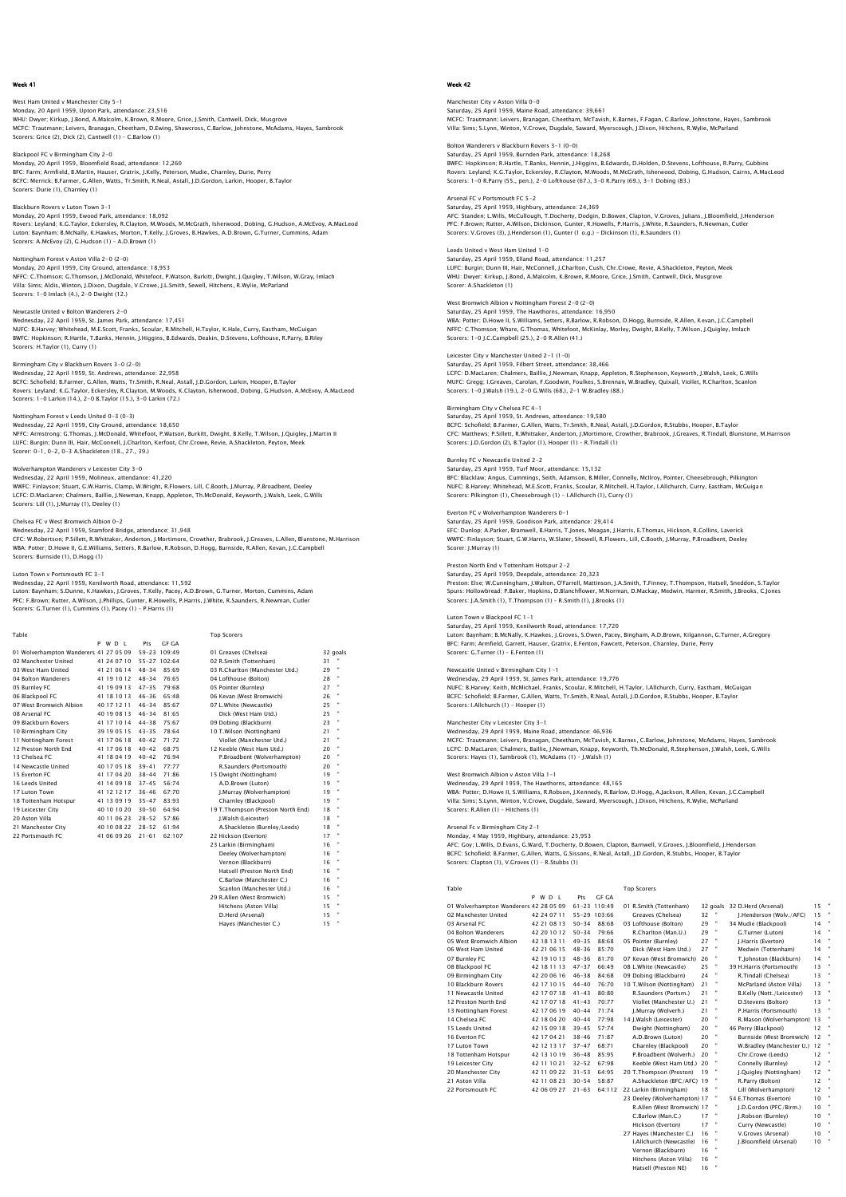## Week 41

West Ham United v Manchester City 5–1
Monday, 20 April 1959, Upton Park, attendance: 23,516
WHU: Dwyer; Kirkup, J.Bond, A.Malcolm, K.Brown, R.Moore, Grice, J.Smith, Cantwell, Dick, Musgrove
MCFC: Trautmann; Leivers, Branagan, Cheetham, D.Ewing, Shawcross, C.Barlow, Johnstone, McAdams, Hayes, Sambrook
Scorers: Grice (2), Dick (2), Cantwell (1) – C.Barlow (1)

Blackpool FC v Birmingham City 2–0
Monday, 20 April 1959, Bloomfield Road, attendance: 12,260
BFC: Farm; Armfield, B.Martin, Hauser, Gratrix, J.Kelly, Peterson, Mudie, Charnley, Durie, Perry
BCFC: Merrick; B.Farmer, G.Allen, Watts, Tr.Smith, R.Neal, Astall, J.D.Gordon, Larkin, Hooper, B.Taylor
Scorers: Durie (1), Charnley (1)

Blackburn Rovers v Luton Town 3–1
Monday, 20 April 1959, Ewood Park, attendance: 18,092
Rovers: Leyland; K.G.Taylor, Eckersley, R.Clayton, M.Woods, M.McGrath, Isherwood, Dobing, G.Hudson, A.McEvoy, A.MacLeod
Luton: Baynham; B.McNally, K.Hawkes, Morton, T.Kelly, J.Groves, B.Hawkes, A.D.Brown, G.Turner, Cummins, Adam
Scorers: A.McEvoy (2), G.Hudson (1) – A.D.Brown (1)

Nottingham Forest v Aston Villa 2–0 (2–0)
Monday, 20 April 1959, City Ground, attendance: 18,953
NFFC: C.Thomson; G.Thomson, J.McDonald, Whitefoot, P.Watson, Burkitt, Dwight, J.Quigley, T.Wilson, W.Gray, Imlach
Villa: Sims; Aldis, Winton, J.Dixon, Dugdale, V.Crowe, J.L.Smith, Sewell, Hitchens, R.Wylie, McParland
Scorers: 1–0 Imlach (4.), 2–0 Dwight (12.)

Newcastle United v Bolton Wanderers 2–0
Wednesday, 22 April 1959, St. James Park, attendance: 17,451
NUFC: B.Harvey; Whitehead, M.E.Scott, Franks, Scoular, R.Mitchell, H.Taylor, K.Hale, Curry, Eastham, McGuigan
BWFC: Hopkinson; R.Hartle, T.Banks, Hennin, J.Higgins, B.Edwards, Deakin, D.Stevens, Lofthouse, R.Parry, B.Riley
Scorers: H.Taylor (1), Curry (1)

Birmingham City v Blackburn Rovers 3–0 (2–0)
Wednesday, 22 April 1959, St. Andrews, attendance: 22,958
BCFC: Schofield; B.Farmer, G.Allen, Watts, Tr.Smith, R.Neal, Astall, J.D.Gordon, Larkin, Hooper, B.Taylor
Rovers: Leyland; K.G.Taylor, Eckersley, R.Clayton, M.Woods, K.Clayton, Isherwood, Dobing, G.Hudson, A.McEvoy, A.MacLeod
Scorers: 1–0 Larkin (14.), 2–0 B.Taylor (15.), 3–0 Larkin (72.)

Nottingham Forest v Leeds United 0–3 (0–3)
Wednesday, 22 April 1959, City Ground, attendance: 18,650
NFFC: Armstrong; G.Thomas, J.McDonald, Whitefoot, P.Watson, Burkitt, Dwight, B.Kelly, T.Wilson, J.Quigley, J.Martin II
LUFC: Burgin; Dunn III, Hair, McConnell, J.Charlton, Kerfoot, Chr.Crowe, Revie, A.Shackleton, Peyton, Meek
Scorer: 0–1, 0–2, 0–3 A.Shackleton (18., 27., 39.)

Wolverhampton Wanderers v Leicester City 3–0
Wednesday, 22 April 1959, Molineux, attendance: 41,220
WWFC: Finlayson; Stuart, G.W.Harris, Clamp, W.Wright, R.Flowers, Lill, C.Booth, J.Murray, P.Broadbent, Deeley
LCFC: D.MacLaren; Chalmers, Baillie, J.Newman, Knapp, Appleton, Th.McDonald, Keyworth, J.Walsh, Leek, G.Wills
Scorers: Lill (1), J.Murray (1), Deeley (1)

Chelsea FC v West Bromwich Albion 0–2
Wednesday, 22 April 1959, Stamford Bridge, attendance: 31,948
CFC: W.Robertson; P.Sillett, R.Whittaker, Anderton, J.Mortimore, Crowther, Brabrook, J.Greaves, L.Allen, Blunstone, M.Harrison
WBA: Potter; D.Howe II, G.E.Williams, Setters, R.Barlow, R.Robson, D.Hogg, Burnside, R.Allen, Kevan, J.C.Campbell
Scorers: Burnside (1), D.Hogg (1)

Luton Town v Portsmouth FC 3–1
Wednesday, 22 April 1959, Kenilworth Road, attendance: 11,592
Luton: Baynham; S.Dunne, K.Hawkes, J.Groves, T.Kelly, Pacey, A.D.Brown, G.Turner, Morton, Cummins, Adam
PFC: F.Brown; Rutter, A.Wilson, J.Phillips, Gunter, R.Howells, P.Harris, J.White, R.Saunders, R.Newman, Cutler
Scorers: G.Turner (1), Cummins (1), Pacey (1) – P.Harris (1)

### Table

| | P | W | D | L | Pts | GF GA |
|---|---|---|---|---|---|---|
| 01 Wolverhampton Wanderers | 41 | 27 | 05 | 09 | 59–23 | 109:49 |
| 02 Manchester United | 41 | 24 | 07 | 10 | 55–27 | 102:64 |
| 03 West Ham United | 41 | 21 | 06 | 14 | 48–34 | 85:69 |
| 04 Bolton Wanderers | 41 | 19 | 10 | 12 | 48–34 | 76:65 |
| 05 Burnley FC | 41 | 19 | 09 | 13 | 47–35 | 79:68 |
| 06 Blackpool FC | 41 | 18 | 10 | 13 | 46–36 | 65:48 |
| 07 West Bromwich Albion | 40 | 17 | 12 | 11 | 46–34 | 85:67 |
| 08 Arsenal FC | 40 | 19 | 08 | 13 | 46–34 | 81:65 |
| 09 Blackburn Rovers | 41 | 17 | 10 | 14 | 44–38 | 75:67 |
| 10 Birmingham City | 39 | 19 | 05 | 15 | 43–35 | 78:64 |
| 11 Nottingham Forest | 41 | 17 | 06 | 18 | 40–42 | 71:72 |
| 12 Preston North End | 41 | 17 | 06 | 18 | 40–42 | 68:75 |
| 13 Chelsea FC | 41 | 18 | 04 | 19 | 40–42 | 76:94 |
| 14 Newcastle United | 40 | 17 | 05 | 18 | 39–41 | 77:77 |
| 15 Everton FC | 41 | 17 | 04 | 20 | 38–44 | 71:86 |
| 16 Leeds United | 41 | 14 | 09 | 18 | 37–45 | 56:74 |
| 17 Luton Town | 41 | 12 | 12 | 17 | 36–46 | 67:70 |
| 18 Tottenham Hotspur | 41 | 13 | 09 | 19 | 35–47 | 83:93 |
| 19 Leicester City | 40 | 10 | 10 | 20 | 30–50 | 64:94 |
| 20 Aston Villa | 40 | 11 | 06 | 23 | 28–52 | 57:86 |
| 21 Manchester City | 40 | 10 | 08 | 22 | 28–52 | 61:94 |
| 22 Portsmouth FC | 41 | 06 | 09 | 26 | 21–61 | 62:107 |

### Top Scorers

| | |
|---|---|
| 01 Greaves (Chelsea) | 32 goals |
| 02 R.Smith (Tottenham) | 31 " |
| 03 R.Charlton (Manchester Utd.) | 29 " |
| 04 Lofthouse (Bolton) | 28 " |
| 05 Pointer (Burnley) | 27 " |
| 06 Kevan (West Bromwich) | 26 " |
| 07 L.White (Newcastle) | 25 " |
| Dick (West Ham Utd.) | 25 " |
| 09 Dobing (Blackburn) | 23 " |
| 10 T.Wilson (Nottingham) | 21 " |
| Viollet (Manchester Utd.) | 21 " |
| 12 Keeble (West Ham Utd.) | 20 " |
| P.Broadbent (Wolverhampton) | 20 " |
| R.Saunders (Portsmouth) | 20 " |
| 15 Dwight (Nottingham) | 19 " |
| A.D.Brown (Luton) | 19 " |
| J.Murray (Wolverhampton) | 19 " |
| Charnley (Blackpool) | 19 " |
| 19 T.Thompson (Preston North End) | 18 " |
| J.Walsh (Leicester) | 18 " |
| A.Shackleton (Burnley/Leeds) | 18 " |
| 22 Hickson (Everton) | 17 " |
| 23 Larkin (Birmingham) | 16 " |
| Deeley (Wolverhampton) | 16 " |
| Vernon (Blackburn) | 16 " |
| Hatsell (Preston North End) | 16 " |
| C.Barlow (Manchester C.) | 16 " |
| Scanlon (Manchester Utd.) | 16 " |
| 29 R.Allen (West Bromwich) | 15 " |
| Hitchens (Aston Villa) | 15 " |
| D.Herd (Arsenal) | 15 " |
| Hayes (Manchester C.) | 15 " |

## Week 42

Manchester City v Aston Villa 0–0
Saturday, 25 April 1959, Maine Road, attendance: 39,661
MCFC: Trautmann; Leivers, Branagan, Cheetham, McTavish, K.Barnes, F.Fagan, C.Barlow, Johnstone, Hayes, Sambrook
Villa: Sims; S.Lynn, Winton, V.Crowe, Dugdale, Saward, Myerscough, J.Dixon, Hitchens, R.Wylie, McParland

Bolton Wanderers v Blackburn Rovers 3–1 (0–0)
Saturday, 25 April 1959, Burnden Park, attendance: 18,268
BWFC: Hopkinson; R.Hartle, T.Banks, Hennin, J.Higgins, B.Edwards, D.Holden, D.Stevens, Lofthouse, R.Parry, Gubbins
Rovers: Leyland; K.G.Taylor, Eckersley, R.Clayton, M.Woods, M.McGrath, Isherwood, Dobing, G.Hudson, Cairns, A.MacLeod
Scorers: 1–0 R.Parry (55., pen.), 2–0 Lofthouse (67.), 3–0 R.Parry (69.), 3–1 Dobing (83.)

Arsenal FC v Portsmouth FC 5–2
Saturday, 25 April 1959, Highbury, attendance: 24,369
AFC: Standen; L.Wills, McCullough, T.Docherty, Dodgin, D.Bowen, Clapton, V.Groves, Julians, J.Bloomfield, J.Henderson
PFC: F.Brown; Rutter, A.Wilson, Dickinson, Gunter, R.Howells, P.Harris, J.White, R.Saunders, R.Newman, Cutler
Scorers: V.Groves (3), J.Henderson (1), Gunter (1 o.g.) – Dickinson (1), R.Saunders (1)

Leeds United v West Ham United 1–0
Saturday, 25 April 1959, Elland Road, attendance: 11,257
LUFC: Burgin; Dunn III, Hair, McConnell, J.Charlton, Cush, Chr.Crowe, Revie, A.Shackleton, Peyton, Meek
WHU: Dwyer; Kirkup, J.Bond, A.Malcolm, K.Brown, R.Moore, Grice, J.Smith, Cantwell, Dick, Musgrove
Scorer: A.Shackleton (1)

West Bromwich Albion v Nottingham Forest 2–0 (2–0)
Saturday, 25 April 1959, The Hawthorns, attendance: 16,950
WBA: Potter; D.Howe II, S.Williams, Setters, R.Barlow, R.Robson, D.Hogg, Burnside, R.Allen, Kevan, J.C.Campbell
NFFC: C.Thomson; Whare, G.Thomas, Whitefoot, McKinlay, Morley, Dwight, B.Kelly, T.Wilson, J.Quigley, Imlach
Scorers: 1–0 J.C.Campbell (25.), 2–0 R.Allen (41.)

Leicester City v Manchester United 2–1 (1–0)
Saturday, 25 April 1959, Filbert Street, attendance: 38,466
LCFC: D.MacLaren; Chalmers, Baillie, J.Newman, Knapp, Appleton, R.Stephenson, Keyworth, J.Walsh, Leek, G.Wills
MUFC: Gregg; I.Greaves, Carolan, F.Goodwin, Foulkes, S.Brennan, W.Bradley, Quixall, Viollet, R.Charlton, Scanlon
Scorers: 1–0 J.Walsh (19.), 2–0 G.Wills (68.), 2–1 W.Bradley (88.)

Birmingham City v Chelsea FC 4–1
Saturday, 25 April 1959, St. Andrews, attendance: 19,580
BCFC: Schofield; B.Farmer, G.Allen, Watts, Tr.Smith, R.Neal, Astall, J.D.Gordon, R.Stubbs, Hooper, B.Taylor
CFC: Matthews; P.Sillett, R.Whittaker, Anderton, J.Mortimore, Crowther, Brabrook, J.Greaves, R.Tindall, Blunstone, M.Harrison
Scorers: J.D.Gordon (2), B.Taylor (1), Hooper (1) – R.Tindall (1)

Burnley FC v Newcastle United 2–2
Saturday, 25 April 1959, Turf Moor, attendance: 15,132
BFC: Blacklaw; Angus, Cummings, Seith, Adamson, B.Miller, Connelly, McIlroy, Pointer, Cheesebrough, Pilkington
NUFC: B.Harvey; Whitehead, M.E.Scott, Franks, Scoular, R.Mitchell, H.Taylor, I.Allchurch, Curry, Eastham, McGuigan
Scorers: Pilkington (1), Cheesebrough (1) – I.Allchurch (1), Curry (1)

Everton FC v Wolverhampton Wanderers 0–1
Saturday, 25 April 1959, Goodison Park, attendance: 29,414
EFC: Dunlop; A.Parker, Bramwell, B.Harris, T.Jones, Meagan, J.Harris, E.Thomas, Hickson, R.Collins, Laverick
WWFC: Finlayson; Stuart, G.W.Harris, W.Slater, Showell, R.Flowers, Lill, C.Booth, J.Murray, P.Broadbent, Deeley
Scorer: J.Murray (1)

Preston North End v Tottenham Hotspur 2–2
Saturday, 25 April 1959, Deepdale, attendance: 20,323
Preston: Else; W.Cunningham, J.Walton, O'Farrell, Mattinson, J.A.Smith, T.Finney, T.Thompson, Hatsell, Sneddon, S.Taylor
Spurs: Hollowbread; P.Baker, Hopkins, D.Blanchflower, M.Norman, D.Mackay, Medwin, Harmer, R.Smith, J.Brooks, C.Jones
Scorers: J.A.Smith (1), T.Thompson (1) – R.Smith (1), J.Brooks (1)

Luton Town v Blackpool FC 1–1
Saturday, 25 April 1959, Kenilworth Road, attendance: 17,720
Luton: Baynham; B.McNally, K.Hawkes, J.Groves, S.Owen, Pacey, Bingham, A.D.Brown, Kilgannon, G.Turner, A.Gregory
BFC: Farm; Armfield, Garrett, Hauser, Gratrix, E.Fenton, Fawcett, Peterson, Charnley, Durie, Perry
Scorers: G.Turner (1) – E.Fenton (1)

Newcastle United v Birmingham City 1–1
Wednesday, 29 April 1959, St. James Park, attendance: 19,776
NUFC: B.Harvey; Keith, McMichael, Franks, Scoular, R.Mitchell, H.Taylor, I.Allchurch, Curry, Eastham, McGuigan
BCFC: Schofield; B.Farmer, G.Allen, Watts, Tr.Smith, R.Neal, Astall, J.D.Gordon, R.Stubbs, Hooper, B.Taylor
Scorers: I.Allchurch (1) – Hooper (1)

Manchester City v Leicester City 3–1
Wednesday, 29 April 1959, Maine Road, attendance: 46,936
MCFC: Trautmann; Leivers, Branagan, Cheetham, McTavish, K.Barnes, C.Barlow, Johnstone, McAdams, Hayes, Sambrook
LCFC: D.MacLaren; Chalmers, Baillie, J.Newman, Knapp, Th.McDonald, R.Stephenson, Keyworth, J.Walsh, Leek, G.Wills
Scorers: Hayes (1), Sambrook (1), McAdams (1) – J.Walsh (1)

West Bromwich Albion v Aston Villa 1–1
Wednesday, 29 April 1959, The Hawthorns, attendance: 48,165
WBA: Potter; D.Howe II, S.Williams, R.Robson, J.Kennedy, R.Barlow, D.Hogg, A.Jackson, R.Allen, Kevan, J.C.Campbell
Villa: Sims; S.Lynn, Winton, V.Crowe, Dugdale, Saward, Myerscough, J.Dixon, Hitchens, R.Wylie, McParland
Scorers: R.Allen (1) – Hitchens (1)

Arsenal Fc v Birmingham City 2–1
Monday, 4 May 1959, Highbury, attendance: 25,953
AFC: Goy; L.Wills, D.Evans, G.Ward, T.Docherty, D.Bowen, Clapton, Barnwell, V.Groves, J.Bloomfield, J.Henderson
BCFC: Schofield; B.Farmer, G.Allen, Watts, G.Sissons, R.Neal, Astall, J.D.Gordon, R.Stubbs, Hooper, B.Taylor
Scorers: Clapton (1), V.Groves (1) – R.Stubbs (1)

### Table

| | P | W | D | L | Pts | GF GA |
|---|---|---|---|---|---|---|
| 01 Wolverhampton Wanderers | 42 | 28 | 05 | 09 | 61–23 | 110:49 |
| 02 Manchester United | 42 | 24 | 07 | 11 | 55–29 | 103:66 |
| 03 Arsenal FC | 42 | 21 | 08 | 13 | 50–34 | 88:68 |
| 04 Bolton Wanderers | 42 | 20 | 10 | 12 | 50–34 | 79:66 |
| 05 West Bromwich Albion | 42 | 18 | 13 | 11 | 49–35 | 88:68 |
| 06 West Ham United | 42 | 21 | 06 | 15 | 48–36 | 85:70 |
| 07 Burnley FC | 42 | 19 | 10 | 13 | 48–36 | 81:70 |
| 08 Blackpool FC | 42 | 18 | 11 | 13 | 47–37 | 66:49 |
| 09 Birmingham City | 42 | 20 | 06 | 16 | 46–38 | 84:68 |
| 10 Blackburn Rovers | 42 | 17 | 10 | 15 | 44–40 | 76:70 |
| 11 Newcastle United | 42 | 17 | 07 | 18 | 41–43 | 80:80 |
| 12 Preston North End | 42 | 17 | 07 | 18 | 41–43 | 70:77 |
| 13 Nottingham Forest | 42 | 17 | 06 | 19 | 40–44 | 71:74 |
| 14 Chelsea FC | 42 | 18 | 04 | 20 | 40–44 | 77:98 |
| 15 Leeds United | 42 | 15 | 09 | 18 | 39–45 | 57:74 |
| 16 Everton FC | 42 | 17 | 04 | 21 | 38–46 | 71:87 |
| 17 Luton Town | 42 | 12 | 13 | 17 | 37–47 | 68:71 |
| 18 Tottenham Hotspur | 42 | 13 | 10 | 19 | 36–48 | 85:95 |
| 19 Leicester City | 42 | 11 | 10 | 21 | 32–52 | 67:98 |
| 20 Manchester City | 42 | 11 | 09 | 22 | 31–53 | 64:95 |
| 21 Aston Villa | 42 | 11 | 08 | 23 | 30–54 | 58:87 |
| 22 Portsmouth FC | 42 | 06 | 09 | 27 | 21–63 | 64:112 |

### Top Scorers

| | | | |
|---|---|---|---|
| 01 R.Smith (Tottenham) | 32 goals | 32 D.Herd (Arsenal) | 15 " |
| Greaves (Chelsea) | 32 " | J.Henderson (Wolv./AFC) | 15 " |
| 03 Lofthouse (Bolton) | 29 " | 34 Mudie (Blackpool) | 14 " |
| R.Charlton (Man.U.) | 29 " | G.Turner (Luton) | 14 " |
| 05 Pointer (Burnley) | 27 " | J.Harris (Everton) | 14 " |
| Dick (West Ham Utd.) | 27 " | Medwin (Tottenham) | 14 " |
| 07 Kevan (West Bromwich) | 26 " | T.Johnston (Blackburn) | 14 " |
| 08 L.White (Newcastle) | 25 " | 39 H.Harris (Portsmouth) | 13 " |
| 09 Dobing (Blackburn) | 24 " | R.Tindall (Chelsea) | 13 " |
| 10 T.Wilson (Nottingham) | 21 " | McParland (Aston Villa) | 13 " |
| R.Saunders (Portsm.) | 21 " | B.Kelly (Nott./Leicester) | 13 " |
| Viollet (Manchester Utd.) | 21 " | D.Stevens (Bolton) | 13 " |
| J.Murray (Wolverh.) | 21 " | P.Harris (Portsmouth) | 13 " |
| 14 J.Walsh (Leicester) | 20 " | R.Mason (Wolverhampton) | 13 " |
| Dwight (Nottingham) | 20 " | 46 Perry (Blackpool) | 12 " |
| A.D.Brown (Luton) | 20 " | Burnside (West Bromwich) | 12 " |
| Charnley (Blackpool) | 20 " | W.Bradley (Manchester U.) | 12 " |
| P.Broadbent (Wolverh.) | 20 " | Chr.Crowe (Leeds) | 12 " |
| Keeble (West Ham Utd.) | 20 " | Connelly (Burnley) | 12 " |
| 20 T.Thompson (Preston) | 19 " | J.Quigley (Nottingham) | 12 " |
| A.Shackleton (BFC/AFC) | 19 " | R.Parry (Bolton) | 12 " |
| 22 Larkin (Birmingham) | 18 " | Lill (Wolverhampton) | 12 " |
| 23 Deeley (Wolverhampton) | 17 " | 54 E.Thomas (Everton) | 10 " |
| R.Allen (West Bromwich) | 17 " | J.D.Gordon (PFC/Birm.) | 10 " |
| C.Barlow (Man.C.) | 17 " | J.Robson (Burnley) | 10 " |
| Hickson (Everton) | 17 " | Curry (Newcastle) | 10 " |
| 27 Hayes (Manchester C.) | 16 " | V.Groves (Arsenal) | 10 " |
| I.Allchurch (Newcastle) | 16 " | J.Bloomfield (Arsenal) | 10 " |
| Vernon (Blackburn) | 16 " | | |
| Hitchens (Aston Villa) | 16 " | | |
| Hatsell (Preston NE) | 16 " | | |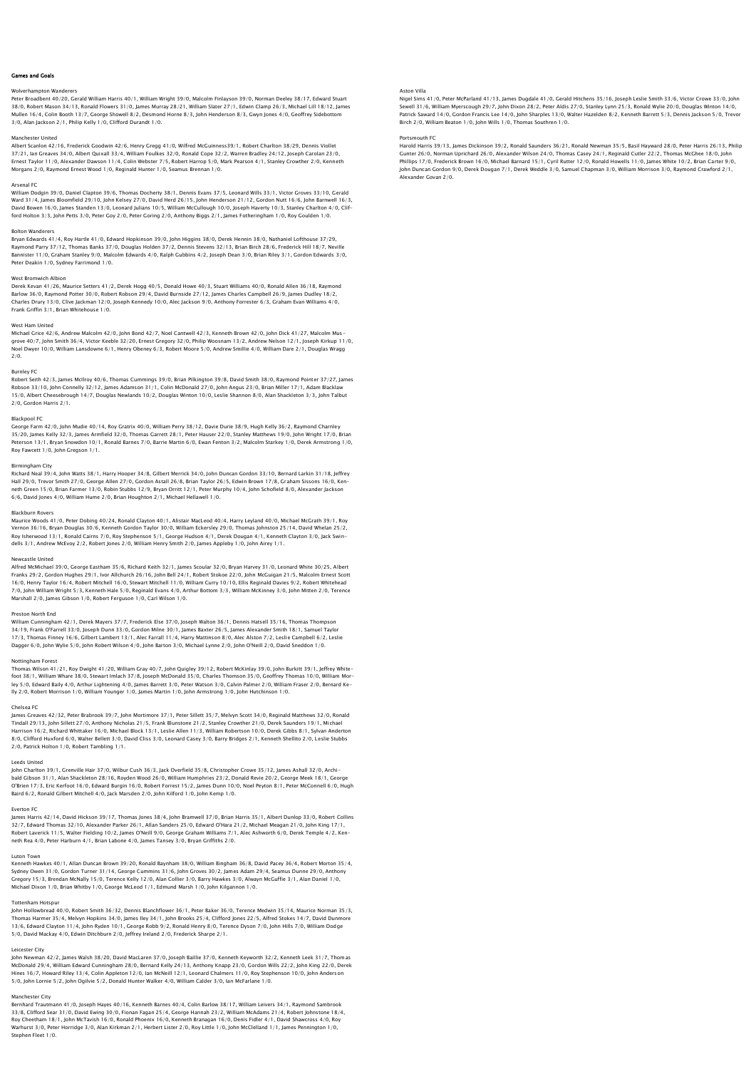## Games and Goals

### Wolverhampton Wanderers

Peter Broadbent 40/20, Gerald William Harris 40/1, William Wright 39/0, Malcolm Finlayson 39/0, Norman Deeley 38/17, Edward Stuart 38/0, Robert Mason 34/13, Ronald Flowers 31/0, James Murray 28/21, William Slater 27/1, Edwin Clamp 26/3, Michael Lill 18/12, James Mullen 16/4, Colin Booth 13/7, George Showell 8/2, Desmond Horne 8/3, John Henderson 8/3, Gwyn Jones 4/0, Geoffrey Sidebottom 3/0, Alan Jackson 2/1, Philip Kelly 1/0, Clifford Durandt 1/0.

### Manchester United

Albert Scanlon 42/16, Frederick Goodwin 42/6, Henry Gregg 41/0, Wilfred McGuinness39/1, Robert Charlton 38/29, Dennis Viollet 37/21, Ian Greaves 34/0, Albert Quixall 33/4, William Foulkes 32/0, Ronald Cope 32/2, Warren Bradley 24/12, Joseph Carolan 23/0, Ernest Taylor 11/0, Alexander Dawson 11/4, Colin Webster 7/5, Robert Harrop 5/0, Mark Pearson 4/1, Stanley Crowther 2/0, Kenneth Morgans 2/0, Raymond Ernest Wood 1/0, Reginald Hunter 1/0, Seamus Brennan 1/0.

### Arsenal FC

William Dodgin 39/0, Daniel Clapton 39/6, Thomas Docherty 38/1, Dennis Evans 37/5, Leonard Wills 33/1, Victor Groves 33/10, Gerald Ward 31/4, James Bloomfield 29/10, John Kelsey 27/0, David Herd 26/15, John Henderson 21/12, Gordon Nutt 16/6, John Barnwell 16/3, David Bowen 16/0, James Standen 13/0, Leonard Julians 10/5, William McCullough 10/0, Joseph Haverty 10/3, Stanley Charlton 4/0, Clifford Holton 3/3, John Petts 3/0, Peter Goy 2/0, Peter Goring 2/0, Anthony Biggs 2/1, James Fotheringham 1/0, Roy Goulden 1/0.

### Bolton Wanderers

Bryan Edwards 41/4, Roy Hartle 41/0, Edward Hopkinson 39/0, John Higgins 38/0, Derek Hennin 38/0, Nathaniel Lofthouse 37/29, Raymond Parry 37/12, Thomas Banks 37/0, Douglas Holden 37/2, Dennis Stevens 32/13, Brian Birch 28/6, Frederick Hill 18/7, Neville Bannister 11/0, Graham Stanley 9/0, Malcolm Edwards 4/0, Ralph Gubbins 4/2, Joseph Dean 3/0, Brian Riley 3/1, Gordon Edwards 3/0, Peter Deakin 1/0, Sydney Farrimond 1/0.

### West Bromwich Albion

Derek Kevan 41/26, Maurice Setters 41/2, Derek Hogg 40/5, Donald Howe 40/3, Stuart Williams 40/0, Ronald Allen 36/18, Raymond Barlow 36/0, Raymond Potter 30/0, Robert Robson 29/4, David Burnside 27/12, James Charles Campbell 26/9, James Dudley 18/2, Charles Drury 13/0, Clive Jackman 12/0, Joseph Kennedy 10/0, Alec Jackson 9/0, Anthony Forrester 6/3, Graham Evan Williams 4/0, Frank Griffin 3/1, Brian Whitehouse 1/0.

### West Ham United

Michael Grice 42/6, Andrew Malcolm 42/0, John Bond 42/7, Noel Cantwell 42/3, Kenneth Brown 42/0, John Dick 41/27, Malcolm Musgrove 40/7, John Smith 36/4, Victor Keeble 32/20, Ernest Gregory 32/0, Philip Woosnam 13/2, Andrew Nelson 12/1, Joseph Kirkup 11/0, Noel Dwyer 10/0, William Lansdowne 6/1, Henry Obeney 6/3, Robert Moore 5/0, Andrew Smillie 4/0, William Dare 2/1, Douglas Wragg 2/0.

### Burnley FC

Robert Seith 42/3, James McIlroy 40/6, Thomas Cummings 39/0, Brian Pilkington 39/8, David Smith 38/0, Raymond Pointer 37/27, James Robson 33/10, John Connelly 32/12, James Adamson 31/1, Colin McDonald 27/0, John Angus 23/0, Brian Miller 17/1, Adam Blacklaw 15/0, Albert Cheesebrough 14/7, Douglas Newlands 10/2, Douglas Winton 10/0, Leslie Shannon 8/0, Alan Shackleton 3/3, John Talbut 2/0, Gordon Harris 2/1.

### Blackpool FC

George Farm 42/0, John Mudie 40/14, Roy Gratrix 40/0, William Perry 38/12, Davie Durie 38/9, Hugh Kelly 36/2, Raymond Charnley 35/20, James Kelly 32/3, James Armfield 32/0, Thomas Garrett 28/1, Peter Hauser 22/0, Stanley Matthews 19/0, John Wright 17/0, Brian Peterson 13/1, Bryan Snowdon 10/1, Ronald Barnes 7/0, Barrie Martin 6/0, Ewan Fenton 3/2, Malcolm Starkey 1/0, Derek Armstrong 1/0, Roy Fawcett 1/0, John Gregson 1/1.

### Birmingham City

Richard Neal 39/4, John Watts 38/1, Harry Hooper 34/8, Gilbert Merrick 34/0, John Duncan Gordon 33/10, Bernard Larkin 31/18, Jeffrey Hall 29/0, Trevor Smith 27/0, George Allen 27/0, Gordon Astall 26/8, Brian Taylor 26/5, Edwin Brown 17/8, Graham Sissons 16/0, Kenneth Green 15/0, Brian Farmer 13/0, Robin Stubbs 12/9, Bryan Orritt 12/1, Peter Murphy 10/4, John Schofield 8/0, Alexander Jackson 6/6, David Jones 4/0, William Hume 2/0, Brian Houghton 2/1, Michael Hellawell 1/0.

### Blackburn Rovers

Maurice Woods 41/0, Peter Dobing 40/24, Ronald Clayton 40/1, Alistair MacLeod 40/4, Harry Leyland 40/0, Michael McGrath 39/1, Roy Vernon 36/16, Bryan Douglas 30/6, Kenneth Gordon Taylor 30/0, William Eckersley 29/0, Thomas Johnston 25/14, David Whelan 25/2, Roy Isherwood 13/1, Ronald Cairns 7/0, Roy Stephenson 5/1, George Hudson 4/1, Derek Dougan 4/1, Kenneth Clayton 3/0, Jack Swindells 3/1, Andrew McEvoy 2/2, Robert Jones 2/0, William Henry Smith 2/0, James Appleby 1/0, John Airey 1/1.

### Newcastle United

Alfred McMichael 39/0, George Eastham 35/6, Richard Keith 32/1, James Scoular 32/0, Bryan Harvey 31/0, Leonard White 30/25, Albert Franks 29/2, Gordon Hughes 29/1, Ivor Allchurch 26/16, John Bell 24/1, Robert Stokoe 22/0, John McGuigan 21/5, Malcolm Ernest Scott 16/0, Henry Taylor 16/4, Robert Mitchell 16/0, Stewart Mitchell 11/0, William Curry 10/10, Ellis Reginald Davies 9/2, Robert Whitehead 7/0, John William Wright 5/3, Kenneth Hale 5/0, Reginald Evans 4/0, Arthur Bottom 3/3, William McKinney 3/0, John Mitten 2/0, Terence Marshall 2/0, James Gibson 1/0, Robert Ferguson 1/0, Carl Wilson 1/0.

### Preston North End

William Cunningham 42/1, Derek Mayers 37/7, Frederick Else 37/0, Joseph Walton 36/1, Dennis Hatsell 35/16, Thomas Thompson 34/19, Frank O'Farrell 33/0, Joseph Dunn 33/0, Gordon Milne 30/1, James Baxter 26/5, James Alexander Smith 18/1, Samuel Taylor 17/3, Thomas Finney 16/6, Gilbert Lambert 13/1, Alec Farrall 11/4, Harry Mattinson 8/0, Alec Alston 7/2, Leslie Campbell 6/2, Leslie Dagger 6/0, John Wylie 5/0, John Robert Wilson 4/0, John Barton 3/0, Michael Lynne 2/0, John O'Neill 2/0, David Sneddon 1/0.

### Nottingham Forest

Thomas Wilson 41/21, Roy Dwight 41/20, William Gray 40/7, John Quigley 39/12, Robert McKinlay 39/0, John Burkitt 39/1, Jeffrey Whitefoot 38/1, William Whare 38/0, Stewart Imlach 37/8, Joseph McDonald 35/0, Charles Thomson 35/0, Geoffrey Thomas 10/0, William Morley 5/0, Edward Baily 4/0, Arthur Lightening 4/0, James Barrett 3/0, Peter Watson 3/0, Calvin Palmer 2/0, William Fraser 2/0, Bernard Kelly 2/0, Robert Morrison 1/0, William Younger 1/0, James Martin 1/0, John Armstrong 1/0, John Hutchinson 1/0.

### Chelsea FC

James Greaves 42/32, Peter Brabrook 39/7, John Mortimore 37/1, Peter Sillett 35/7, Melvyn Scott 34/0, Reginald Matthews 32/0, Ronald Tindall 29/13, John Sillett 27/0, Anthony Nicholas 21/5, Frank Blunstone 21/2, Stanley Crowther 21/0, Derek Saunders 19/1, Michael Harrison 16/2, Richard Whittaker 16/0, Michael Block 13/1, Leslie Allen 11/3, William Robertson 10/0, Derek Gibbs 8/1, Sylvan Anderton 8/0, Clifford Huxford 6/0, Walter Bellett 3/0, David Cliss 3/0, Leonard Casey 3/0, Barry Bridges 2/1, Kenneth Shellito 2/0, Leslie Stubbs 2/0, Patrick Holton 1/0, Robert Tambling 1/1.

### Leeds United

John Charlton 39/1, Grenville Hair 37/0, Wilbur Cush 36/3, Jack Overfield 35/8, Christopher Crowe 35/12, James Ashall 32/0, Archibald Gibson 31/1, Alan Shackleton 28/16, Royden Wood 26/0, William Humphries 23/2, Donald Revie 20/2, George Meek 18/1, George O'Brien 17/3, Eric Kerfoot 16/0, Edward Burgin 16/0, Robert Forrest 15/2, James Dunn 10/0, Noel Peyton 8/1, Peter McConnell 6/0, Hugh Baird 6/2, Ronald Gilbert Mitchell 4/0, Jack Marsden 2/0, John Kilford 1/0, John Kemp 1/0.

### Everton FC

James Harris 42/14, David Hickson 39/17, Thomas Jones 38/4, John Bramwell 37/0, Brian Harris 35/1, Albert Dunlop 33/0, Robert Collins 32/7, Edward Thomas 32/10, Alexander Parker 26/1, Allan Sanders 25/0, Edward O'Hara 21/2, Michael Meagan 21/0, John King 17/1, Robert Laverick 11/5, Walter Fielding 10/2, James O'Neill 9/0, George Graham Williams 7/1, Alec Ashworth 6/0, Derek Temple 4/2, Kenneth Rea 4/0, Peter Harburn 4/1, Brian Labone 4/0, James Tansey 3/0, Bryan Griffiths 2/0.

### Luton Town

Kenneth Hawkes 40/1, Allan Duncan Brown 39/20, Ronald Baynham 38/0, William Bingham 36/8, David Pacey 36/4, Robert Morton 35/4, Sydney Owen 31/0, Gordon Turner 31/14, George Cummins 31/6, John Groves 30/2, James Adam 29/4, Seamus Dunne 29/0, Anthony Gregory 15/3, Brendan McNally 15/0, Terence Kelly 12/0, Alan Collier 3/0, Barry Hawkes 3/0, Alwayn McGuffie 3/1, Alan Daniel 1/0, Michael Dixon 1/0, Brian Whitby 1/0, George McLeod 1/1, Edmund Marsh 1/0, John Kilgannon 1/0.

### Tottenham Hotspur

John Hollowbread 40/0, Robert Smith 36/32, Dennis Blanchflower 36/1, Peter Baker 36/0, Terence Medwin 35/14, Maurice Norman 35/3, Thomas Harmer 35/4, Melvyn Hopkins 34/0, James Iley 34/1, John Brooks 25/4, Clifford Jones 22/5, Alfred Stokes 14/7, David Dunmore 13/6, Edward Clayton 11/4, John Ryden 10/1, George Robb 9/2, Ronald Henry 8/0, Terence Dyson 7/0, John Hills 7/0, William Dodge 5/0, David Mackay 4/0, Edwin Ditchburn 2/0, Jeffrey Ireland 2/0, Frederick Sharpe 2/1.

### Leicester City

John Newman 42/2, James Walsh 38/20, David MacLaren 37/0, Joseph Baillie 37/0, Kenneth Keyworth 32/2, Kenneth Leek 31/7, Thomas McDonald 29/4, William Edward Cunningham 28/0, Bernard Kelly 24/13, Anthony Knapp 23/0, Gordon Wills 22/2, John King 22/0, Derek Hines 16/7, Howard Riley 13/4, Colin Appleton 12/0, Ian McNeill 12/1, Leonard Chalmers 11/0, Roy Stephenson 10/0, John Anderson 5/0, John Lornie 5/2, John Ogilvie 5/2, Donald Hunter Walker 4/0, William Calder 3/0, Ian McFarlane 1/0.

### Manchester City

Bernhard Trautmann 41/0, Joseph Hayes 40/16, Kenneth Barnes 40/4, Colin Barlow 38/17, William Leivers 34/1, Raymond Sambrook 33/8, Clifford Sear 31/0, David Ewing 30/0, Fionan Fagan 25/4, George Hannah 23/2, William McAdams 21/4, Robert Johnstone 18/4, Roy Cheetham 18/1, John McTavish 16/0, Ronald Phoenix 16/0, Kenneth Branagan 16/0, Denis Fidler 4/1, David Shawcross 4/0, Roy Warhurst 3/0, Peter Horridge 3/0, Alan Kirkman 2/1, Herbert Lister 2/0, Roy Little 1/0, John McClelland 1/1, James Pennington 1/0, Stephen Fleet 1/0.

### Aston Villa

Nigel Sims 41/0, Peter McParland 41/13, James Dugdale 41/0, Gerald Hitchens 35/16, Joseph Leslie Smith 33/6, Victor Crowe 33/0, John Sewell 31/6, William Myerscough 29/7, John Dixon 28/2, Peter Aldis 27/0, Stanley Lynn 25/3, Ronald Wylie 20/0, Douglas Winton 14/0, Patrick Saward 14/0, Gordon Francis Lee 14/0, John Sharples 13/0, Walter Hazelden 8/2, Kenneth Barrett 5/3, Dennis Jackson 5/0, Trevor Birch 2/0, William Beaton 1/0, John Wills 1/0, Thomas Southren 1/0.

### Portsmouth FC

Harold Harris 39/13, James Dickinson 39/2, Ronald Saunders 36/21, Ronald Newman 35/5, Basil Hayward 28/0, Peter Harris 26/13, Philip Gunter 26/0, Norman Uprichard 26/0, Alexander Wilson 24/0, Thomas Casey 24/1, Reginald Cutler 22/2, Thomas McGhee 18/0, John Phillips 17/0, Frederick Brown 16/0, Michael Barnard 15/1, Cyril Rutter 12/0, Ronald Howells 11/0, James White 10/2, Brian Carter 9/0, John Duncan Gordon 9/0, Derek Dougan 7/1, Derek Weddle 3/0, Samuel Chapman 3/0, William Morrison 3/0, Raymond Crawford 2/1, Alexander Govan 2/0.